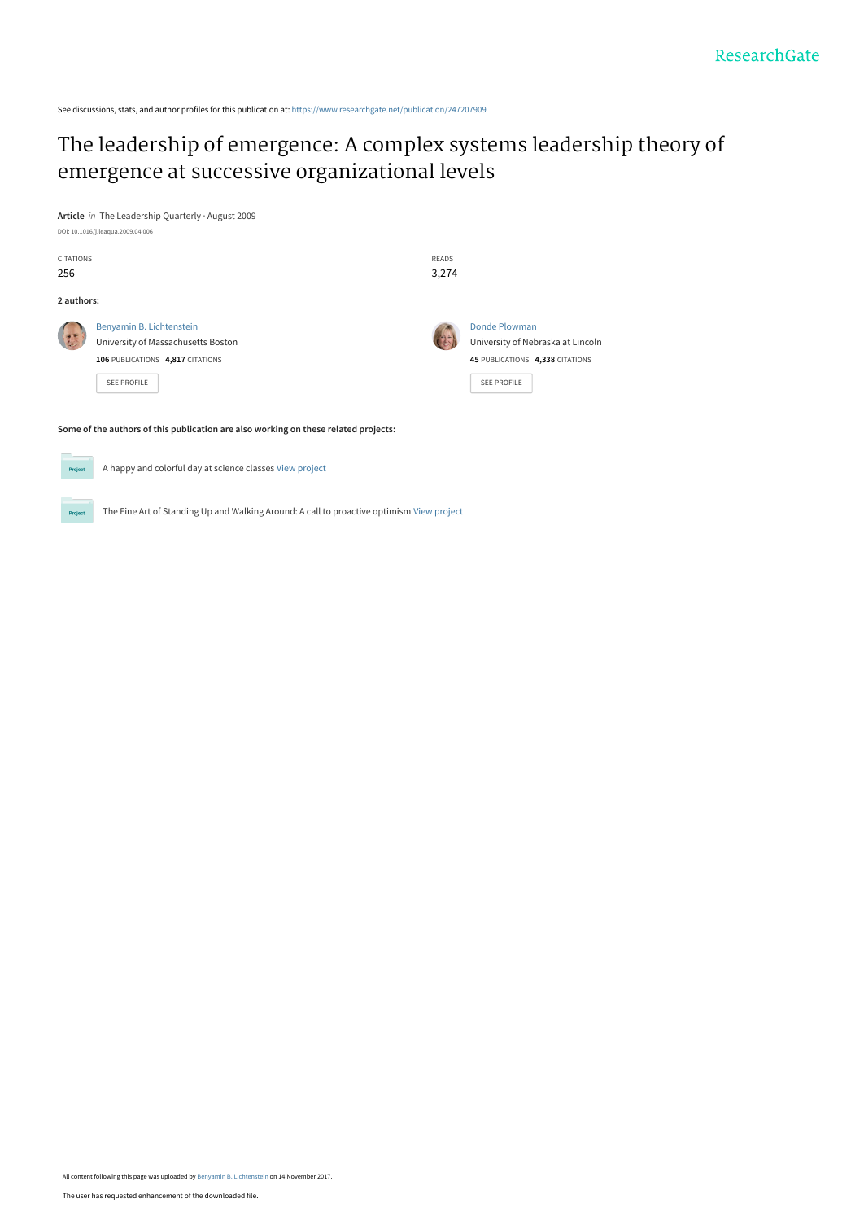See discussions, stats, and author profiles for this publication at: https://www.researchgate.net/publication/247207909

# The leadership of emergence: A complex systems leadership theory of emergence at successive organizational levels

**Article** *in* The Leadership Quarterly · August 2009

DOI: 10.1016/j.leaqua.2009.04.006

| CITATIONS | READS |
| --- | --- |
| 256 | 3,274 |

**2 authors:**

**Benyamin B. Lichtenstein**
University of Massachusetts Boston
**106** PUBLICATIONS **4,817** CITATIONS
SEE PROFILE

**Donde Plowman**
University of Nebraska at Lincoln
**45** PUBLICATIONS **4,338** CITATIONS
SEE PROFILE

**Some of the authors of this publication are also working on these related projects:**

- A happy and colorful day at science classes View project
- The Fine Art of Standing Up and Walking Around: A call to proactive optimism View project

All content following this page was uploaded by Benyamin B. Lichtenstein on 14 November 2017.

The user has requested enhancement of the downloaded file.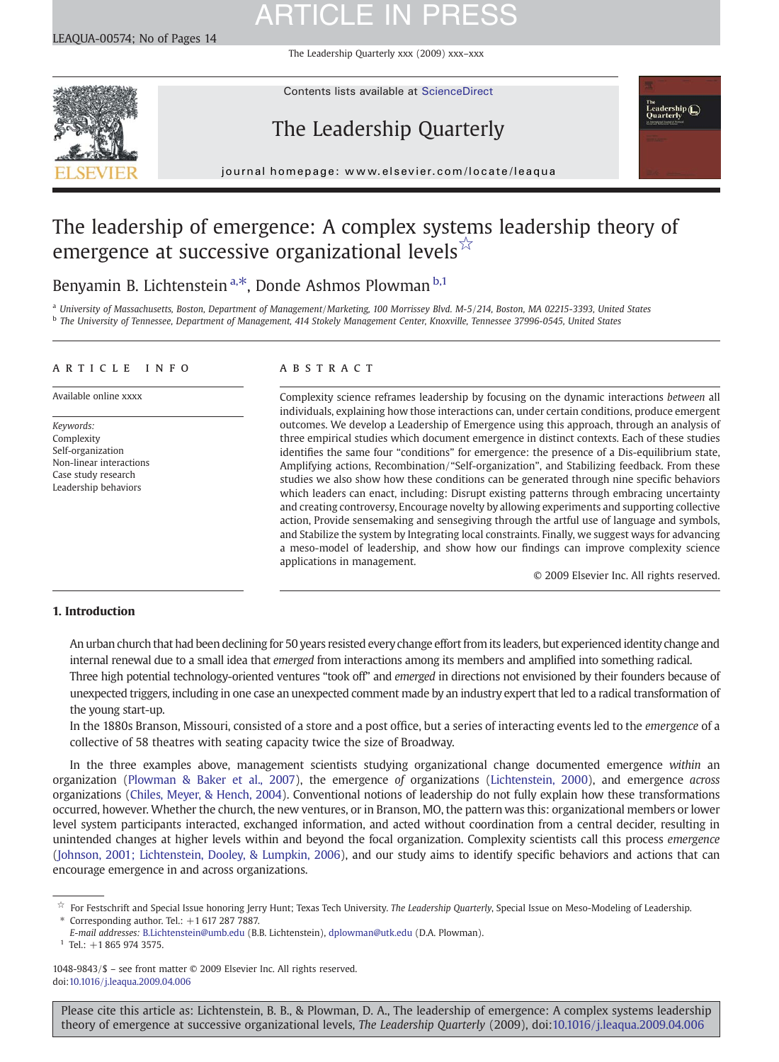# The leadership of emergence: A complex systems leadership theory of emergence at successive organizational levels[☆]

Benyamin B. Lichtenstein[a,*], Donde Ashmos Plowman[b,1]

[a] University of Massachusetts, Boston, Department of Management/Marketing, 100 Morrissey Blvd. M-5/214, Boston, MA 02215-3393, United States

[b] The University of Tennessee, Department of Management, 414 Stokely Management Center, Knoxville, Tennessee 37996-0545, United States

## ARTICLE INFO

Available online xxxx

*Keywords:*
Complexity
Self-organization
Non-linear interactions
Case study research
Leadership behaviors

## ABSTRACT

Complexity science reframes leadership by focusing on the dynamic interactions *between* all individuals, explaining how those interactions can, under certain conditions, produce emergent outcomes. We develop a Leadership of Emergence using this approach, through an analysis of three empirical studies which document emergence in distinct contexts. Each of these studies identifies the same four "conditions" for emergence: the presence of a Dis-equilibrium state, Amplifying actions, Recombination/"Self-organization", and Stabilizing feedback. From these studies we also show how these conditions can be generated through nine specific behaviors which leaders can enact, including: Disrupt existing patterns through embracing uncertainty and creating controversy, Encourage novelty by allowing experiments and supporting collective action, Provide sensemaking and sensegiving through the artful use of language and symbols, and Stabilize the system by Integrating local constraints. Finally, we suggest ways for advancing a meso-model of leadership, and show how our findings can improve complexity science applications in management.

© 2009 Elsevier Inc. All rights reserved.

## 1. Introduction

An urban church that had been declining for 50 years resisted every change effort from its leaders, but experienced identity change and internal renewal due to a small idea that *emerged* from interactions among its members and amplified into something radical.

Three high potential technology-oriented ventures "took off" and *emerged* in directions not envisioned by their founders because of unexpected triggers, including in one case an unexpected comment made by an industry expert that led to a radical transformation of the young start-up.

In the 1880s Branson, Missouri, consisted of a store and a post office, but a series of interacting events led to the *emergence* of a collective of 58 theatres with seating capacity twice the size of Broadway.

In the three examples above, management scientists studying organizational change documented emergence *within* an organization (Plowman & Baker et al., 2007), the emergence *of* organizations (Lichtenstein, 2000), and emergence *across* organizations (Chiles, Meyer, & Hench, 2004). Conventional notions of leadership do not fully explain how these transformations occurred, however. Whether the church, the new ventures, or in Branson, MO, the pattern was this: organizational members or lower level system participants interacted, exchanged information, and acted without coordination from a central decider, resulting in unintended changes at higher levels within and beyond the focal organization. Complexity scientists call this process *emergence* (Johnson, 2001; Lichtenstein, Dooley, & Lumpkin, 2006), and our study aims to identify specific behaviors and actions that can encourage emergence in and across organizations.

---

☆ For Festschrift and Special Issue honoring Jerry Hunt; Texas Tech University. *The Leadership Quarterly*, Special Issue on Meso-Modeling of Leadership.

\* Corresponding author. Tel.: +1 617 287 7887.

*E-mail addresses:* B.Lichtenstein@umb.edu (B.B. Lichtenstein), dplowman@utk.edu (D.A. Plowman).

[1] Tel.: +1 865 974 3575.

1048-9843/$ – see front matter © 2009 Elsevier Inc. All rights reserved.
doi:10.1016/j.leaqua.2009.04.006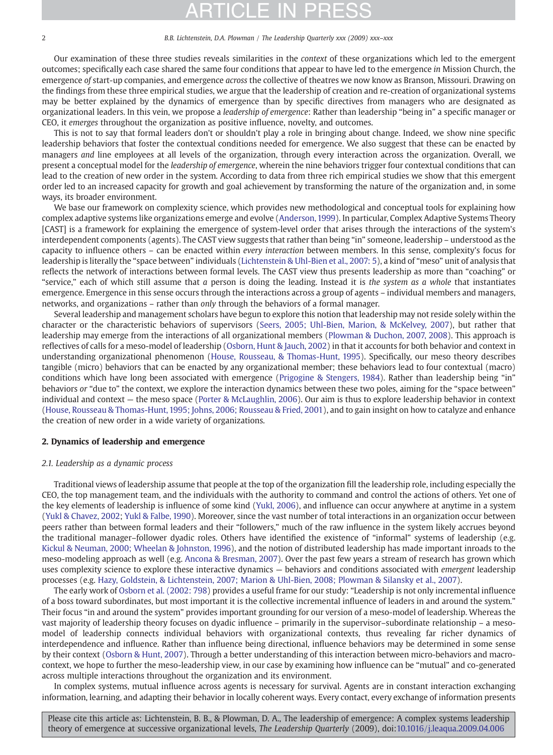Our examination of these three studies reveals similarities in the *context* of these organizations which led to the emergent outcomes; specifically each case shared the same four conditions that appear to have led to the emergence *in* Mission Church, the emergence *of* start-up companies, and emergence *across* the collective of theatres we now know as Branson, Missouri. Drawing on the findings from these three empirical studies, we argue that the leadership of creation and re-creation of organizational systems may be better explained by the dynamics of emergence than by specific directives from managers who are designated as organizational leaders. In this vein, we propose a *leadership of emergence*: Rather than leadership "being in" a specific manager or CEO, it *emerges* throughout the organization as positive influence, novelty, and outcomes.

This is not to say that formal leaders don't or shouldn't play a role in bringing about change. Indeed, we show nine specific leadership behaviors that foster the contextual conditions needed for emergence. We also suggest that these can be enacted by managers *and* line employees at all levels of the organization, through every interaction across the organization. Overall, we present a conceptual model for the *leadership of emergence*, wherein the nine behaviors trigger four contextual conditions that can lead to the creation of new order in the system. According to data from three rich empirical studies we show that this emergent order led to an increased capacity for growth and goal achievement by transforming the nature of the organization and, in some ways, its broader environment.

We base our framework on complexity science, which provides new methodological and conceptual tools for explaining how complex adaptive systems like organizations emerge and evolve (Anderson, 1999). In particular, Complex Adaptive Systems Theory [CAST] is a framework for explaining the emergence of system-level order that arises through the interactions of the system's interdependent components (agents). The CAST view suggests that rather than being "in" someone, leadership – understood as the capacity to influence others – can be enacted within *every interaction* between members. In this sense, complexity's focus for leadership is literally the "space between" individuals (Lichtenstein & Uhl-Bien et al., 2007: 5), a kind of "meso" unit of analysis that reflects the network of interactions between formal levels. The CAST view thus presents leadership as more than "coaching" or "service," each of which still assume that *a* person is doing the leading. Instead it is *the system as a whole* that instantiates emergence. Emergence in this sense occurs through the interactions across a group of agents – individual members and managers, networks, and organizations – rather than *only* through the behaviors of a formal manager.

Several leadership and management scholars have begun to explore this notion that leadership may not reside solely within the character or the characteristic behaviors of supervisors (Seers, 2005; Uhl-Bien, Marion, & McKelvey, 2007), but rather that leadership may emerge from the interactions of all organizational members (Plowman & Duchon, 2007, 2008). This approach is reflectives of calls for a meso-model of leadership (Osborn, Hunt & Jauch, 2002) in that it accounts for both behavior and context in understanding organizational phenomenon (House, Rousseau, & Thomas-Hunt, 1995). Specifically, our meso theory describes tangible (micro) behaviors that can be enacted by any organizational member; these behaviors lead to four contextual (macro) conditions which have long been associated with emergence (Prigogine & Stengers, 1984). Rather than leadership being "in" behaviors *or* "due to" the context, we explore the interaction dynamics between these two poles, aiming for the "space between" individual and context — the meso space (Porter & McLaughlin, 2006). Our aim is thus to explore leadership behavior in context (House, Rousseau & Thomas-Hunt, 1995; Johns, 2006; Rousseau & Fried, 2001), and to gain insight on how to catalyze and enhance the creation of new order in a wide variety of organizations.

## 2. Dynamics of leadership and emergence

### *2.1. Leadership as a dynamic process*

Traditional views of leadership assume that people at the top of the organization fill the leadership role, including especially the CEO, the top management team, and the individuals with the authority to command and control the actions of others. Yet one of the key elements of leadership is influence of some kind (Yukl, 2006), and influence can occur anywhere at anytime in a system (Yukl & Chavez, 2002; Yukl & Falbe, 1990). Moreover, since the vast number of total interactions in an organization occur between peers rather than between formal leaders and their "followers," much of the raw influence in the system likely accrues beyond the traditional manager–follower dyadic roles. Others have identified the existence of "informal" systems of leadership (e.g. Kickul & Neuman, 2000; Wheelan & Johnston, 1996), and the notion of distributed leadership has made important inroads to the meso-modeling approach as well (e.g. Ancona & Bresman, 2007). Over the past few years a stream of research has grown which uses complexity science to explore these interactive dynamics — behaviors and conditions associated with *emergent* leadership processes (e.g. Hazy, Goldstein, & Lichtenstein, 2007; Marion & Uhl-Bien, 2008; Plowman & Silansky et al., 2007).

The early work of Osborn et al. (2002: 798) provides a useful frame for our study: "Leadership is not only incremental influence of a boss toward subordinates, but most important it is the collective incremental influence of leaders in and around the system." Their focus "in and around the system" provides important grounding for our version of a meso-model of leadership. Whereas the vast majority of leadership theory focuses on dyadic influence – primarily in the supervisor–subordinate relationship – a meso-model of leadership connects individual behaviors with organizational contexts, thus revealing far richer dynamics of interdependence and influence. Rather than influence being directional, influence behaviors may be determined in some sense by their context (Osborn & Hunt, 2007). Through a better understanding of this interaction between micro-behaviors and macro-context, we hope to further the meso-leadership view, in our case by examining how influence can be "mutual" and co-generated across multiple interactions throughout the organization and its environment.

In complex systems, mutual influence across agents is necessary for survival. Agents are in constant interaction exchanging information, learning, and adapting their behavior in locally coherent ways. Every contact, every exchange of information presents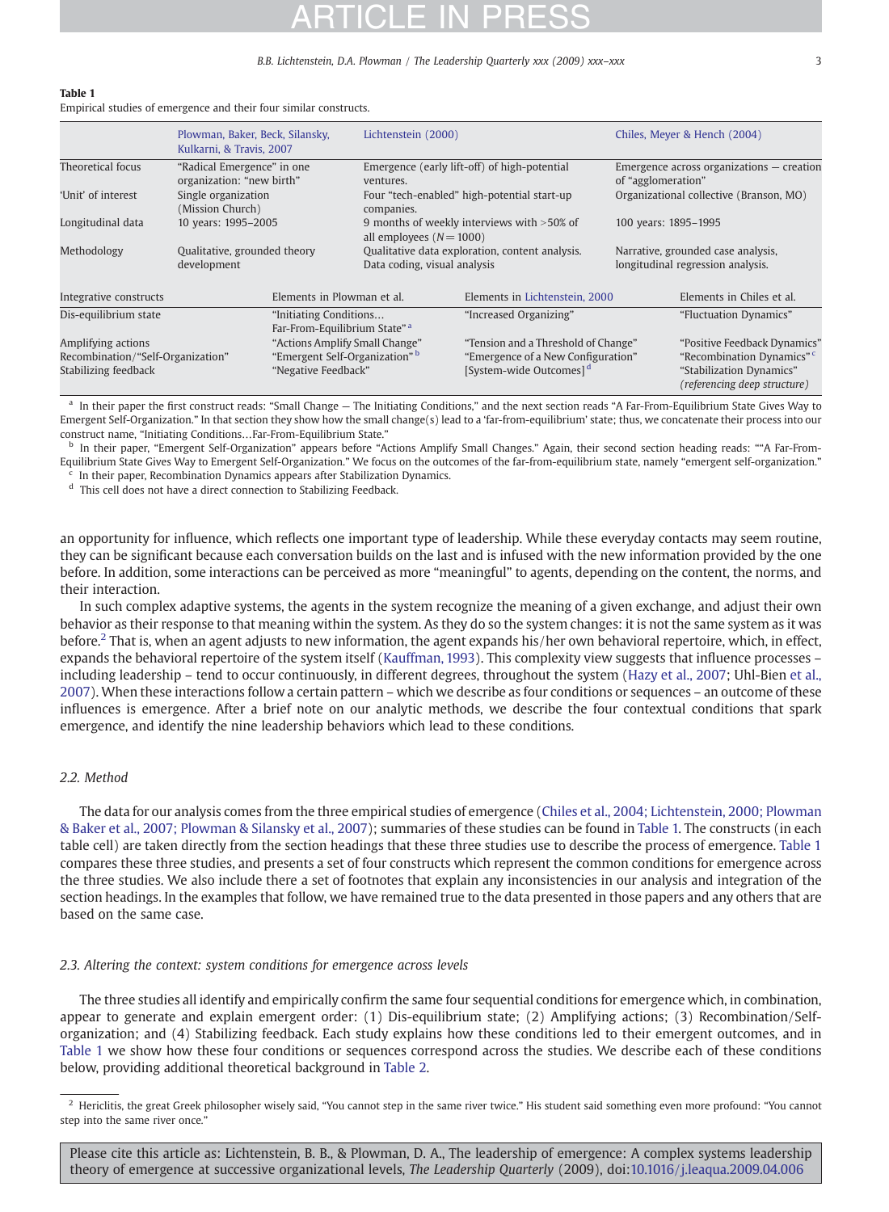**Table 1**
Empirical studies of emergence and their four similar constructs.

| | Plowman, Baker, Beck, Silansky, Kulkarni, & Travis, 2007 | Lichtenstein (2000) | Chiles, Meyer & Hench (2004) |
|---|---|---|---|
| Theoretical focus | "Radical Emergence" in one organization: "new birth" | Emergence (early lift-off) of high-potential ventures. | Emergence across organizations — creation of "agglomeration" |
| 'Unit' of interest | Single organization (Mission Church) | Four "tech-enabled" high-potential start-up companies. | Organizational collective (Branson, MO) |
| Longitudinal data | 10 years: 1995–2005 | 9 months of weekly interviews with >50% of all employees ($N = 1000$) | 100 years: 1895–1995 |
| Methodology | Qualitative, grounded theory development | Qualitative data exploration, content analysis. Data coding, visual analysis | Narrative, grounded case analysis, longitudinal regression analysis. |
| **Integrative constructs** | **Elements in Plowman et al.** | **Elements in Lichtenstein, 2000** | **Elements in Chiles et al.** |
| Dis-equilibrium state | "Initiating Conditions… Far-From-Equilibrium State" [a] | "Increased Organizing" | "Fluctuation Dynamics" |
| Amplifying actions | "Actions Amplify Small Change" | "Tension and a Threshold of Change" | "Positive Feedback Dynamics" |
| Recombination/"Self-Organization" | "Emergent Self-Organization" [b] | "Emergence of a New Configuration" | "Recombination Dynamics" [c] |
| Stabilizing feedback | "Negative Feedback" | [System-wide Outcomes] [d] | "Stabilization Dynamics" *(referencing deep structure)* |

[a] In their paper the first construct reads: "Small Change — The Initiating Conditions," and the next section reads "A Far-From-Equilibrium State Gives Way to Emergent Self-Organization." In that section they show how the small change(s) lead to a 'far-from-equilibrium' state; thus, we concatenate their process into our construct name, "Initiating Conditions…Far-From-Equilibrium State."

[b] In their paper, "Emergent Self-Organization" appears before "Actions Amplify Small Changes." Again, their second section heading reads: ""A Far-From-Equilibrium State Gives Way to Emergent Self-Organization." We focus on the outcomes of the far-from-equilibrium state, namely "emergent self-organization."

[c] In their paper, Recombination Dynamics appears after Stabilization Dynamics.

[d] This cell does not have a direct connection to Stabilizing Feedback.

an opportunity for influence, which reflects one important type of leadership. While these everyday contacts may seem routine, they can be significant because each conversation builds on the last and is infused with the new information provided by the one before. In addition, some interactions can be perceived as more "meaningful" to agents, depending on the content, the norms, and their interaction.

In such complex adaptive systems, the agents in the system recognize the meaning of a given exchange, and adjust their own behavior as their response to that meaning within the system. As they do so the system changes: it is not the same system as it was before.[2] That is, when an agent adjusts to new information, the agent expands his/her own behavioral repertoire, which, in effect, expands the behavioral repertoire of the system itself (Kauffman, 1993). This complexity view suggests that influence processes – including leadership – tend to occur continuously, in different degrees, throughout the system (Hazy et al., 2007; Uhl-Bien et al., 2007). When these interactions follow a certain pattern – which we describe as four conditions or sequences – an outcome of these influences is emergence. After a brief note on our analytic methods, we describe the four contextual conditions that spark emergence, and identify the nine leadership behaviors which lead to these conditions.

### 2.2. Method

The data for our analysis comes from the three empirical studies of emergence (Chiles et al., 2004; Lichtenstein, 2000; Plowman & Baker et al., 2007; Plowman & Silansky et al., 2007); summaries of these studies can be found in Table 1. The constructs (in each table cell) are taken directly from the section headings that these three studies use to describe the process of emergence. Table 1 compares these three studies, and presents a set of four constructs which represent the common conditions for emergence across the three studies. We also include there a set of footnotes that explain any inconsistencies in our analysis and integration of the section headings. In the examples that follow, we have remained true to the data presented in those papers and any others that are based on the same case.

### 2.3. Altering the context: system conditions for emergence across levels

The three studies all identify and empirically confirm the same four sequential conditions for emergence which, in combination, appear to generate and explain emergent order: (1) Dis-equilibrium state; (2) Amplifying actions; (3) Recombination/Self-organization; and (4) Stabilizing feedback. Each study explains how these conditions led to their emergent outcomes, and in Table 1 we show how these four conditions or sequences correspond across the studies. We describe each of these conditions below, providing additional theoretical background in Table 2.

[2] Hericlitis, the great Greek philosopher wisely said, "You cannot step in the same river twice." His student said something even more profound: "You cannot step into the same river once."

Please cite this article as: Lichtenstein, B. B., & Plowman, D. A., The leadership of emergence: A complex systems leadership theory of emergence at successive organizational levels, *The Leadership Quarterly* (2009), doi:10.1016/j.leaqua.2009.04.006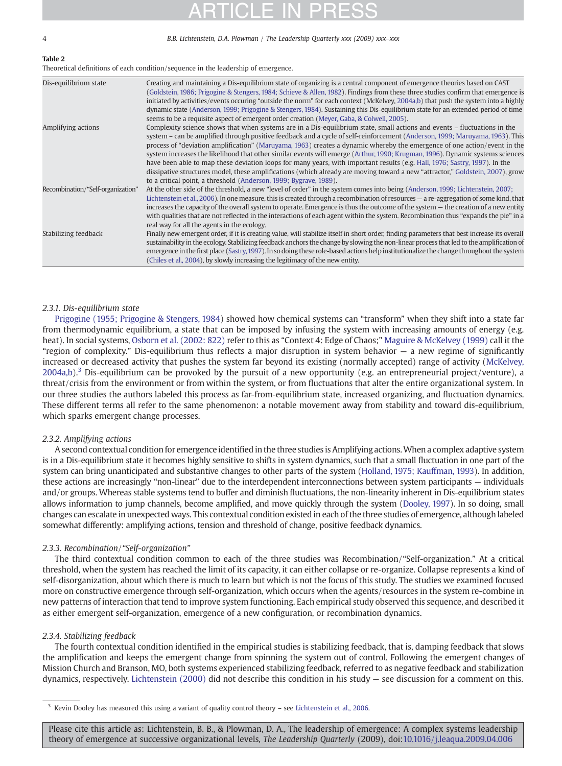**Table 2**
Theoretical definitions of each condition/sequence in the leadership of emergence.

| | |
|---|---|
| Dis-equilibrium state | Creating and maintaining a Dis-equilibrium state of organizing is a central component of emergence theories based on CAST (Goldstein, 1986; Prigogine & Stengers, 1984; Schieve & Allen, 1982). Findings from these three studies confirm that emergence is initiated by activities/events occuring "outside the norm" for each context (McKelvey, 2004a,b) that push the system into a highly dynamic state (Anderson, 1999; Prigogine & Stengers, 1984). Sustaining this Dis-equilibrium state for an extended period of time seems to be a requisite aspect of emergent order creation (Meyer, Gaba, & Colwell, 2005). |
| Amplifying actions | Complexity science shows that when systems are in a Dis-equilibrium state, small actions and events – fluctuations in the system – can be amplified through positive feedback and a cycle of self-reinforcement (Anderson, 1999; Maruyama, 1963). This process of "deviation amplification" (Maruyama, 1963) creates a dynamic whereby the emergence of one action/event in the system increases the likelihood that other similar events will emerge (Arthur, 1990; Krugman, 1996). Dynamic systems sciences have been able to map these deviation loops for many years, with important results (e.g. Hall, 1976; Sastry, 1997). In the dissipative structures model, these amplifications (which already are moving toward a new "attractor," Goldstein, 2007), grow to a critical point, a threshold (Anderson, 1999; Bygrave, 1989). |
| Recombination/"Self-organization" | At the other side of the threshold, a new "level of order" in the system comes into being (Anderson, 1999; Lichtenstein, 2007; Lichtenstein et al., 2006). In one measure, this is created through a recombination of resources — a re-aggregation of some kind, that increases the capacity of the overall system to operate. Emergence is thus the outcome of the system — the creation of a new entity with qualities that are not reflected in the interactions of each agent within the system. Recombination thus "expands the pie" in a real way for all the agents in the ecology. |
| Stabilizing feedback | Finally new emergent order, if it is creating value, will stabilize itself in short order, finding parameters that best increase its overall sustainability in the ecology. Stabilizing feedback anchors the change by slowing the non-linear process that led to the amplification of emergence in the first place (Sastry, 1997). In so doing these role-based actions help institutionalize the change throughout the system (Chiles et al., 2004), by slowly increasing the legitimacy of the new entity. |

#### 2.3.1. Dis-equilibrium state

Prigogine (1955; Prigogine & Stengers, 1984) showed how chemical systems can "transform" when they shift into a state far from thermodynamic equilibrium, a state that can be imposed by infusing the system with increasing amounts of energy (e.g. heat). In social systems, Osborn et al. (2002: 822) refer to this as "Context 4: Edge of Chaos;" Maguire & McKelvey (1999) call it the "region of complexity." Dis-equilibrium thus reflects a major disruption in system behavior — a new regime of significantly increased or decreased activity that pushes the system far beyond its existing (normally accepted) range of activity (McKelvey, 2004a,b).[3] Dis-equilibrium can be provoked by the pursuit of a new opportunity (e.g. an entrepreneurial project/venture), a threat/crisis from the environment or from within the system, or from fluctuations that alter the entire organizational system. In our three studies the authors labeled this process as far-from-equilibrium state, increased organizing, and fluctuation dynamics. These different terms all refer to the same phenomenon: a notable movement away from stability and toward dis-equilibrium, which sparks emergent change processes.

#### 2.3.2. Amplifying actions

A second contextual condition for emergence identified in the three studies is Amplifying actions. When a complex adaptive system is in a Dis-equilibrium state it becomes highly sensitive to shifts in system dynamics, such that a small fluctuation in one part of the system can bring unanticipated and substantive changes to other parts of the system (Holland, 1975; Kauffman, 1993). In addition, these actions are increasingly "non-linear" due to the interdependent interconnections between system participants — individuals and/or groups. Whereas stable systems tend to buffer and diminish fluctuations, the non-linearity inherent in Dis-equilibrium states allows information to jump channels, become amplified, and move quickly through the system (Dooley, 1997). In so doing, small changes can escalate in unexpected ways. This contextual condition existed in each of the three studies of emergence, although labeled somewhat differently: amplifying actions, tension and threshold of change, positive feedback dynamics.

#### 2.3.3. Recombination/"Self-organization"

The third contextual condition common to each of the three studies was Recombination/"Self-organization." At a critical threshold, when the system has reached the limit of its capacity, it can either collapse or re-organize. Collapse represents a kind of self-disorganization, about which there is much to learn but which is not the focus of this study. The studies we examined focused more on constructive emergence through self-organization, which occurs when the agents/resources in the system re-combine in new patterns of interaction that tend to improve system functioning. Each empirical study observed this sequence, and described it as either emergent self-organization, emergence of a new configuration, or recombination dynamics.

#### 2.3.4. Stabilizing feedback

The fourth contextual condition identified in the empirical studies is stabilizing feedback, that is, damping feedback that slows the amplification and keeps the emergent change from spinning the system out of control. Following the emergent changes of Mission Church and Branson, MO, both systems experienced stabilizing feedback, referred to as negative feedback and stabilization dynamics, respectively. Lichtenstein (2000) did not describe this condition in his study — see discussion for a comment on this.

[3] Kevin Dooley has measured this using a variant of quality control theory – see Lichtenstein et al., 2006.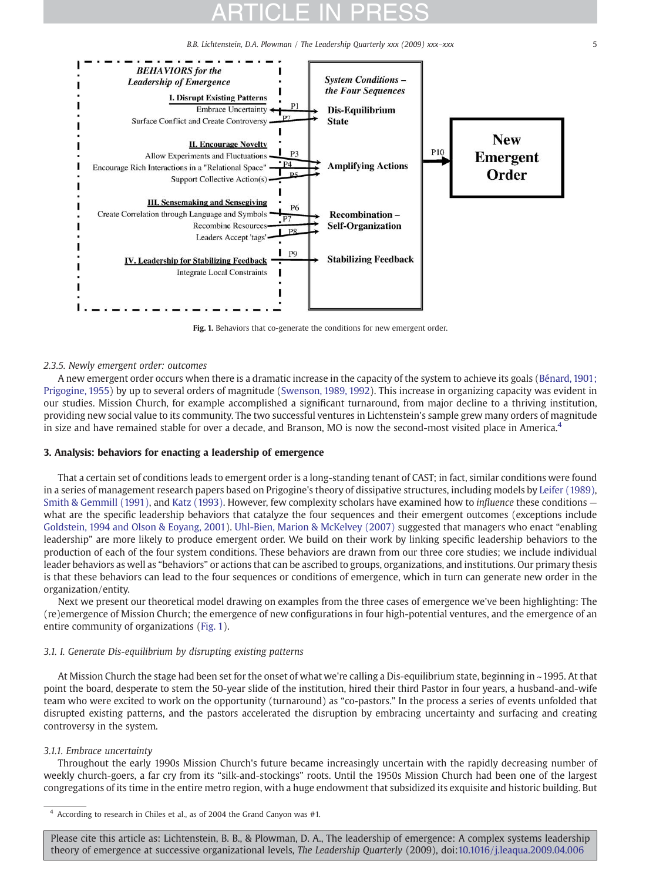**BEHAVIORS for the Leadership of Emergence**

- **I. Disrupt Existing Patterns**
  - Embrace Uncertainty (P1)
  - Surface Conflict and Create Controversy (P2)
- **II. Encourage Novelty**
  - Allow Experiments and Fluctuations (P3)
  - Encourage Rich Interactions in a "Relational Space" (P4)
  - Support Collective Action(s) (P5)
- **III. Sensemaking and Sensegiving**
  - Create Correlation through Language and Symbols (P6)
  - Recombine Resources (P7)
  - Leaders Accept 'tags' (P8)
- **IV. Leadership for Stabilizing Feedback**
  - Integrate Local Constraints (P9)

**System Conditions – the Four Sequences**

- Dis-Equilibrium State
- Amplifying Actions
- Recombination – Self-Organization
- Stabilizing Feedback

P10 → **New Emergent Order**

**Fig. 1.** Behaviors that co-generate the conditions for new emergent order.

#### 2.3.5. Newly emergent order: outcomes

A new emergent order occurs when there is a dramatic increase in the capacity of the system to achieve its goals (Bénard, 1901; Prigogine, 1955) by up to several orders of magnitude (Swenson, 1989, 1992). This increase in organizing capacity was evident in our studies. Mission Church, for example accomplished a significant turnaround, from major decline to a thriving institution, providing new social value to its community. The two successful ventures in Lichtenstein's sample grew many orders of magnitude in size and have remained stable for over a decade, and Branson, MO is now the second-most visited place in America.[4]

## 3. Analysis: behaviors for enacting a leadership of emergence

That a certain set of conditions leads to emergent order is a long-standing tenant of CAST; in fact, similar conditions were found in a series of management research papers based on Prigogine's theory of dissipative structures, including models by Leifer (1989), Smith & Gemmill (1991), and Katz (1993). However, few complexity scholars have examined how to *influence* these conditions — what are the specific leadership behaviors that catalyze the four sequences and their emergent outcomes (exceptions include Goldstein, 1994 and Olson & Eoyang, 2001). Uhl-Bien, Marion & McKelvey (2007) suggested that managers who enact "enabling leadership" are more likely to produce emergent order. We build on their work by linking specific leadership behaviors to the production of each of the four system conditions. These behaviors are drawn from our three core studies; we include individual leader behaviors as well as "behaviors" or actions that can be ascribed to groups, organizations, and institutions. Our primary thesis is that these behaviors can lead to the four sequences or conditions of emergence, which in turn can generate new order in the organization/entity.

Next we present our theoretical model drawing on examples from the three cases of emergence we've been highlighting: The (re)emergence of Mission Church; the emergence of new configurations in four high-potential ventures, and the emergence of an entire community of organizations (Fig. 1).

### 3.1. I. Generate Dis-equilibrium by disrupting existing patterns

At Mission Church the stage had been set for the onset of what we're calling a Dis-equilibrium state, beginning in ~1995. At that point the board, desperate to stem the 50-year slide of the institution, hired their third Pastor in four years, a husband-and-wife team who were excited to work on the opportunity (turnaround) as "co-pastors." In the process a series of events unfolded that disrupted existing patterns, and the pastors accelerated the disruption by embracing uncertainty and surfacing and creating controversy in the system.

#### 3.1.1. Embrace uncertainty

Throughout the early 1990s Mission Church's future became increasingly uncertain with the rapidly decreasing number of weekly church-goers, a far cry from its "silk-and-stockings" roots. Until the 1950s Mission Church had been one of the largest congregations of its time in the entire metro region, with a huge endowment that subsidized its exquisite and historic building. But

[4] According to research in Chiles et al., as of 2004 the Grand Canyon was #1.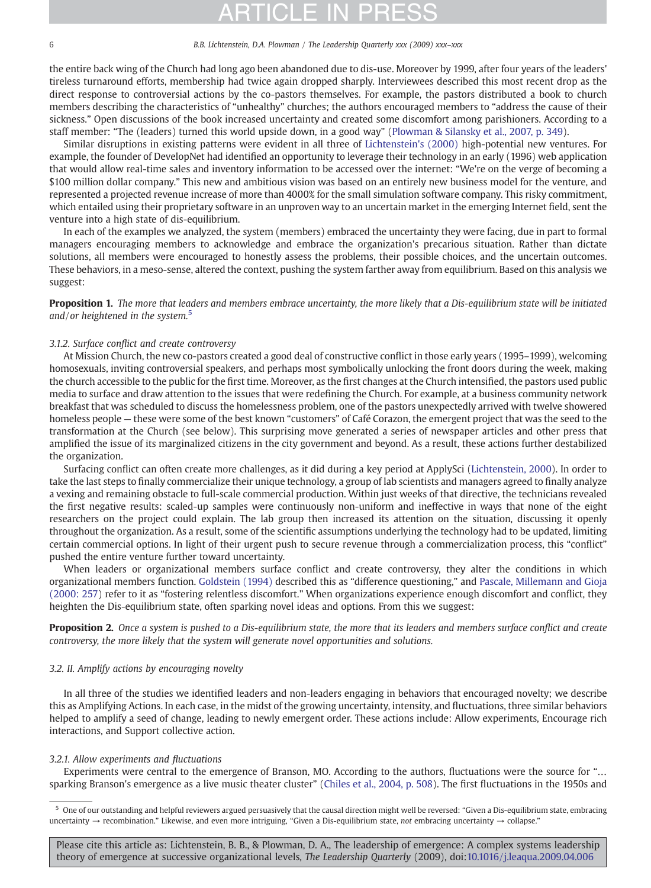the entire back wing of the Church had long ago been abandoned due to dis-use. Moreover by 1999, after four years of the leaders' tireless turnaround efforts, membership had twice again dropped sharply. Interviewees described this most recent drop as the direct response to controversial actions by the co-pastors themselves. For example, the pastors distributed a book to church members describing the characteristics of "unhealthy" churches; the authors encouraged members to "address the cause of their sickness." Open discussions of the book increased uncertainty and created some discomfort among parishioners. According to a staff member: "The (leaders) turned this world upside down, in a good way" (Plowman & Silansky et al., 2007, p. 349).

Similar disruptions in existing patterns were evident in all three of Lichtenstein's (2000) high-potential new ventures. For example, the founder of DevelopNet had identified an opportunity to leverage their technology in an early (1996) web application that would allow real-time sales and inventory information to be accessed over the internet: "We're on the verge of becoming a $100 million dollar company." This new and ambitious vision was based on an entirely new business model for the venture, and represented a projected revenue increase of more than 4000% for the small simulation software company. This risky commitment, which entailed using their proprietary software in an unproven way to an uncertain market in the emerging Internet field, sent the venture into a high state of dis-equilibrium.

In each of the examples we analyzed, the system (members) embraced the uncertainty they were facing, due in part to formal managers encouraging members to acknowledge and embrace the organization's precarious situation. Rather than dictate solutions, all members were encouraged to honestly assess the problems, their possible choices, and the uncertain outcomes. These behaviors, in a meso-sense, altered the context, pushing the system farther away from equilibrium. Based on this analysis we suggest:

**Proposition 1.** *The more that leaders and members embrace uncertainty, the more likely that a Dis-equilibrium state will be initiated and/or heightened in the system.*[5]

### 3.1.2. Surface conflict and create controversy

At Mission Church, the new co-pastors created a good deal of constructive conflict in those early years (1995–1999), welcoming homosexuals, inviting controversial speakers, and perhaps most symbolically unlocking the front doors during the week, making the church accessible to the public for the first time. Moreover, as the first changes at the Church intensified, the pastors used public media to surface and draw attention to the issues that were redefining the Church. For example, at a business community network breakfast that was scheduled to discuss the homelessness problem, one of the pastors unexpectedly arrived with twelve showered homeless people — these were some of the best known "customers" of Café Corazon, the emergent project that was the seed to the transformation at the Church (see below). This surprising move generated a series of newspaper articles and other press that amplified the issue of its marginalized citizens in the city government and beyond. As a result, these actions further destabilized the organization.

Surfacing conflict can often create more challenges, as it did during a key period at ApplySci (Lichtenstein, 2000). In order to take the last steps to finally commercialize their unique technology, a group of lab scientists and managers agreed to finally analyze a vexing and remaining obstacle to full-scale commercial production. Within just weeks of that directive, the technicians revealed the first negative results: scaled-up samples were continuously non-uniform and ineffective in ways that none of the eight researchers on the project could explain. The lab group then increased its attention on the situation, discussing it openly throughout the organization. As a result, some of the scientific assumptions underlying the technology had to be updated, limiting certain commercial options. In light of their urgent push to secure revenue through a commercialization process, this "conflict" pushed the entire venture further toward uncertainty.

When leaders or organizational members surface conflict and create controversy, they alter the conditions in which organizational members function. Goldstein (1994) described this as "difference questioning," and Pascale, Millemann and Gioja (2000: 257) refer to it as "fostering relentless discomfort." When organizations experience enough discomfort and conflict, they heighten the Dis-equilibrium state, often sparking novel ideas and options. From this we suggest:

**Proposition 2.** *Once a system is pushed to a Dis-equilibrium state, the more that its leaders and members surface conflict and create controversy, the more likely that the system will generate novel opportunities and solutions.*

## 3.2. II. Amplify actions by encouraging novelty

In all three of the studies we identified leaders and non-leaders engaging in behaviors that encouraged novelty; we describe this as Amplifying Actions. In each case, in the midst of the growing uncertainty, intensity, and fluctuations, three similar behaviors helped to amplify a seed of change, leading to newly emergent order. These actions include: Allow experiments, Encourage rich interactions, and Support collective action.

### 3.2.1. Allow experiments and fluctuations

Experiments were central to the emergence of Branson, MO. According to the authors, fluctuations were the source for "… sparking Branson's emergence as a live music theater cluster" (Chiles et al., 2004, p. 508). The first fluctuations in the 1950s and

[5] One of our outstanding and helpful reviewers argued persuasively that the causal direction might well be reversed: "Given a Dis-equilibrium state, embracing uncertainty → recombination." Likewise, and even more intriguing, "Given a Dis-equilibrium state, *not* embracing uncertainty → collapse."

Please cite this article as: Lichtenstein, B. B., & Plowman, D. A., The leadership of emergence: A complex systems leadership theory of emergence at successive organizational levels, *The Leadership Quarterly* (2009), doi:10.1016/j.leaqua.2009.04.006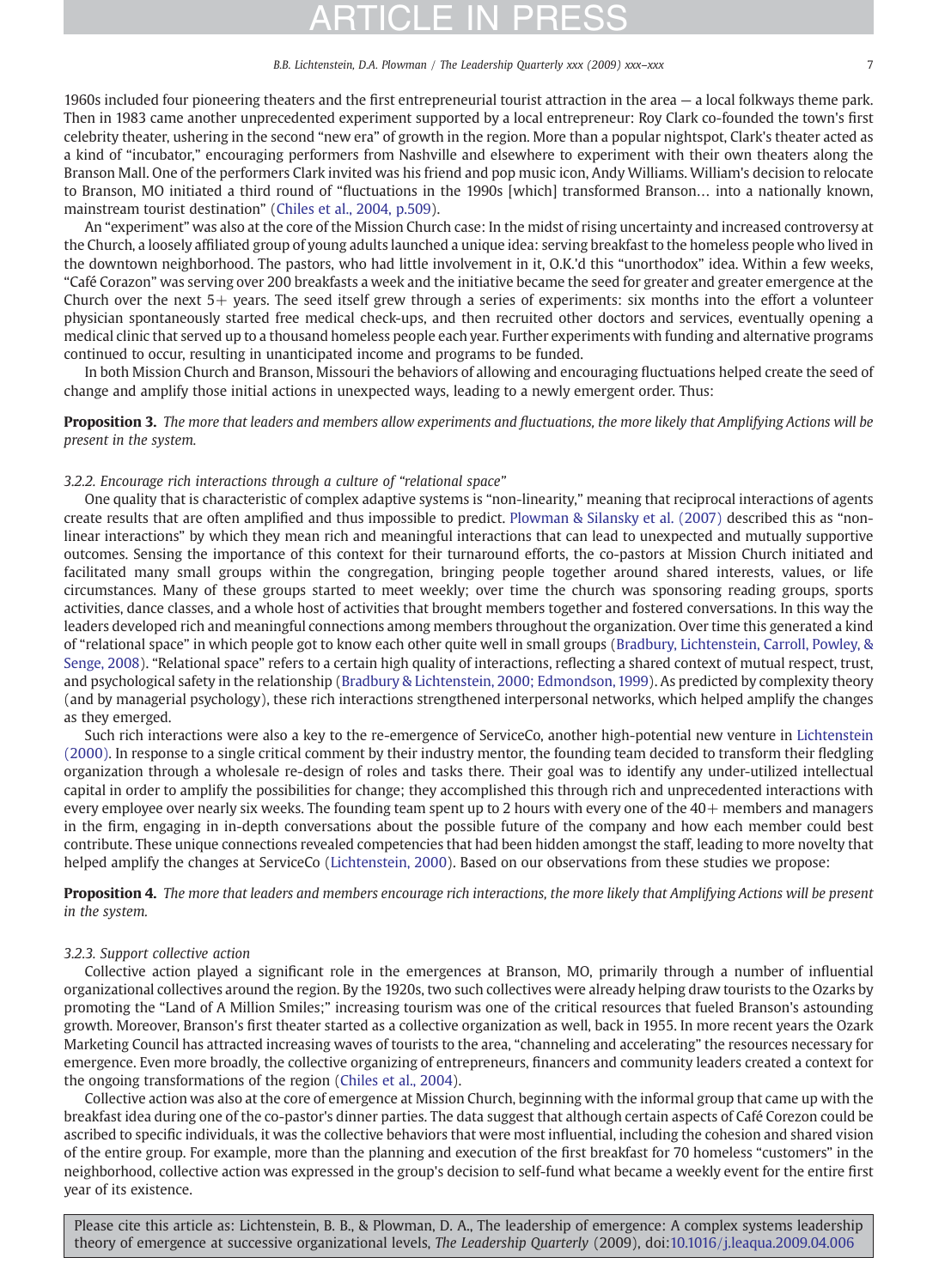1960s included four pioneering theaters and the first entrepreneurial tourist attraction in the area — a local folkways theme park. Then in 1983 came another unprecedented experiment supported by a local entrepreneur: Roy Clark co-founded the town's first celebrity theater, ushering in the second "new era" of growth in the region. More than a popular nightspot, Clark's theater acted as a kind of "incubator," encouraging performers from Nashville and elsewhere to experiment with their own theaters along the Branson Mall. One of the performers Clark invited was his friend and pop music icon, Andy Williams. William's decision to relocate to Branson, MO initiated a third round of "fluctuations in the 1990s [which] transformed Branson… into a nationally known, mainstream tourist destination" (Chiles et al., 2004, p.509).

An "experiment" was also at the core of the Mission Church case: In the midst of rising uncertainty and increased controversy at the Church, a loosely affiliated group of young adults launched a unique idea: serving breakfast to the homeless people who lived in the downtown neighborhood. The pastors, who had little involvement in it, O.K.'d this "unorthodox" idea. Within a few weeks, "Café Corazon" was serving over 200 breakfasts a week and the initiative became the seed for greater and greater emergence at the Church over the next 5+ years. The seed itself grew through a series of experiments: six months into the effort a volunteer physician spontaneously started free medical check-ups, and then recruited other doctors and services, eventually opening a medical clinic that served up to a thousand homeless people each year. Further experiments with funding and alternative programs continued to occur, resulting in unanticipated income and programs to be funded.

In both Mission Church and Branson, Missouri the behaviors of allowing and encouraging fluctuations helped create the seed of change and amplify those initial actions in unexpected ways, leading to a newly emergent order. Thus:

**Proposition 3.** *The more that leaders and members allow experiments and fluctuations, the more likely that Amplifying Actions will be present in the system.*

### 3.2.2. Encourage rich interactions through a culture of "relational space"

One quality that is characteristic of complex adaptive systems is "non-linearity," meaning that reciprocal interactions of agents create results that are often amplified and thus impossible to predict. Plowman & Silansky et al. (2007) described this as "non-linear interactions" by which they mean rich and meaningful interactions that can lead to unexpected and mutually supportive outcomes. Sensing the importance of this context for their turnaround efforts, the co-pastors at Mission Church initiated and facilitated many small groups within the congregation, bringing people together around shared interests, values, or life circumstances. Many of these groups started to meet weekly; over time the church was sponsoring reading groups, sports activities, dance classes, and a whole host of activities that brought members together and fostered conversations. In this way the leaders developed rich and meaningful connections among members throughout the organization. Over time this generated a kind of "relational space" in which people got to know each other quite well in small groups (Bradbury, Lichtenstein, Carroll, Powley, & Senge, 2008). "Relational space" refers to a certain high quality of interactions, reflecting a shared context of mutual respect, trust, and psychological safety in the relationship (Bradbury & Lichtenstein, 2000; Edmondson, 1999). As predicted by complexity theory (and by managerial psychology), these rich interactions strengthened interpersonal networks, which helped amplify the changes as they emerged.

Such rich interactions were also a key to the re-emergence of ServiceCo, another high-potential new venture in Lichtenstein (2000). In response to a single critical comment by their industry mentor, the founding team decided to transform their fledgling organization through a wholesale re-design of roles and tasks there. Their goal was to identify any under-utilized intellectual capital in order to amplify the possibilities for change; they accomplished this through rich and unprecedented interactions with every employee over nearly six weeks. The founding team spent up to 2 hours with every one of the 40+ members and managers in the firm, engaging in in-depth conversations about the possible future of the company and how each member could best contribute. These unique connections revealed competencies that had been hidden amongst the staff, leading to more novelty that helped amplify the changes at ServiceCo (Lichtenstein, 2000). Based on our observations from these studies we propose:

**Proposition 4.** *The more that leaders and members encourage rich interactions, the more likely that Amplifying Actions will be present in the system.*

### 3.2.3. Support collective action

Collective action played a significant role in the emergences at Branson, MO, primarily through a number of influential organizational collectives around the region. By the 1920s, two such collectives were already helping draw tourists to the Ozarks by promoting the "Land of A Million Smiles;" increasing tourism was one of the critical resources that fueled Branson's astounding growth. Moreover, Branson's first theater started as a collective organization as well, back in 1955. In more recent years the Ozark Marketing Council has attracted increasing waves of tourists to the area, "channeling and accelerating" the resources necessary for emergence. Even more broadly, the collective organizing of entrepreneurs, financers and community leaders created a context for the ongoing transformations of the region (Chiles et al., 2004).

Collective action was also at the core of emergence at Mission Church, beginning with the informal group that came up with the breakfast idea during one of the co-pastor's dinner parties. The data suggest that although certain aspects of Café Corezon could be ascribed to specific individuals, it was the collective behaviors that were most influential, including the cohesion and shared vision of the entire group. For example, more than the planning and execution of the first breakfast for 70 homeless "customers" in the neighborhood, collective action was expressed in the group's decision to self-fund what became a weekly event for the entire first year of its existence.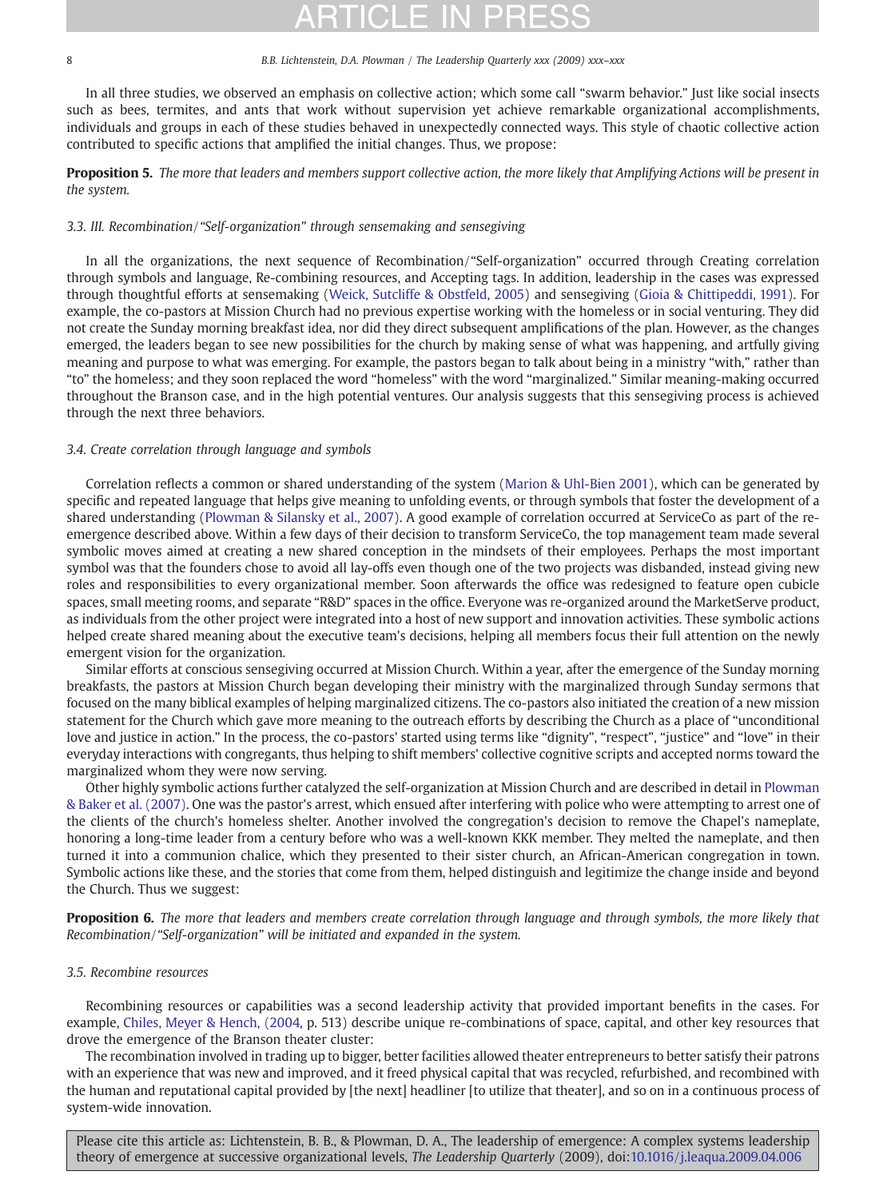In all three studies, we observed an emphasis on collective action; which some call "swarm behavior." Just like social insects such as bees, termites, and ants that work without supervision yet achieve remarkable organizational accomplishments, individuals and groups in each of these studies behaved in unexpectedly connected ways. This style of chaotic collective action contributed to specific actions that amplified the initial changes. Thus, we propose:

**Proposition 5.** *The more that leaders and members support collective action, the more likely that Amplifying Actions will be present in the system.*

### 3.3. III. Recombination/"Self-organization" through sensemaking and sensegiving

In all the organizations, the next sequence of Recombination/"Self-organization" occurred through Creating correlation through symbols and language, Re-combining resources, and Accepting tags. In addition, leadership in the cases was expressed through thoughtful efforts at sensemaking (Weick, Sutcliffe & Obstfeld, 2005) and sensegiving (Gioia & Chittipeddi, 1991). For example, the co-pastors at Mission Church had no previous expertise working with the homeless or in social venturing. They did not create the Sunday morning breakfast idea, nor did they direct subsequent amplifications of the plan. However, as the changes emerged, the leaders began to see new possibilities for the church by making sense of what was happening, and artfully giving meaning and purpose to what was emerging. For example, the pastors began to talk about being in a ministry "with," rather than "to" the homeless; and they soon replaced the word "homeless" with the word "marginalized." Similar meaning-making occurred throughout the Branson case, and in the high potential ventures. Our analysis suggests that this sensegiving process is achieved through the next three behaviors.

### 3.4. Create correlation through language and symbols

Correlation reflects a common or shared understanding of the system (Marion & Uhl-Bien 2001), which can be generated by specific and repeated language that helps give meaning to unfolding events, or through symbols that foster the development of a shared understanding (Plowman & Silansky et al., 2007). A good example of correlation occurred at ServiceCo as part of the re-emergence described above. Within a few days of their decision to transform ServiceCo, the top management team made several symbolic moves aimed at creating a new shared conception in the mindsets of their employees. Perhaps the most important symbol was that the founders chose to avoid all lay-offs even though one of the two projects was disbanded, instead giving new roles and responsibilities to every organizational member. Soon afterwards the office was redesigned to feature open cubicle spaces, small meeting rooms, and separate "R&D" spaces in the office. Everyone was re-organized around the MarketServe product, as individuals from the other project were integrated into a host of new support and innovation activities. These symbolic actions helped create shared meaning about the executive team's decisions, helping all members focus their full attention on the newly emergent vision for the organization.

Similar efforts at conscious sensegiving occurred at Mission Church. Within a year, after the emergence of the Sunday morning breakfasts, the pastors at Mission Church began developing their ministry with the marginalized through Sunday sermons that focused on the many biblical examples of helping marginalized citizens. The co-pastors also initiated the creation of a new mission statement for the Church which gave more meaning to the outreach efforts by describing the Church as a place of "unconditional love and justice in action." In the process, the co-pastors' started using terms like "dignity", "respect", "justice" and "love" in their everyday interactions with congregants, thus helping to shift members' collective cognitive scripts and accepted norms toward the marginalized whom they were now serving.

Other highly symbolic actions further catalyzed the self-organization at Mission Church and are described in detail in Plowman & Baker et al. (2007). One was the pastor's arrest, which ensued after interfering with police who were attempting to arrest one of the clients of the church's homeless shelter. Another involved the congregation's decision to remove the Chapel's nameplate, honoring a long-time leader from a century before who was a well-known KKK member. They melted the nameplate, and then turned it into a communion chalice, which they presented to their sister church, an African-American congregation in town. Symbolic actions like these, and the stories that come from them, helped distinguish and legitimize the change inside and beyond the Church. Thus we suggest:

**Proposition 6.** *The more that leaders and members create correlation through language and through symbols, the more likely that Recombination/"Self-organization" will be initiated and expanded in the system.*

### 3.5. Recombine resources

Recombining resources or capabilities was a second leadership activity that provided important benefits in the cases. For example, Chiles, Meyer & Hench, (2004, p. 513) describe unique re-combinations of space, capital, and other key resources that drove the emergence of the Branson theater cluster:

The recombination involved in trading up to bigger, better facilities allowed theater entrepreneurs to better satisfy their patrons with an experience that was new and improved, and it freed physical capital that was recycled, refurbished, and recombined with the human and reputational capital provided by [the next] headliner [to utilize that theater], and so on in a continuous process of system-wide innovation.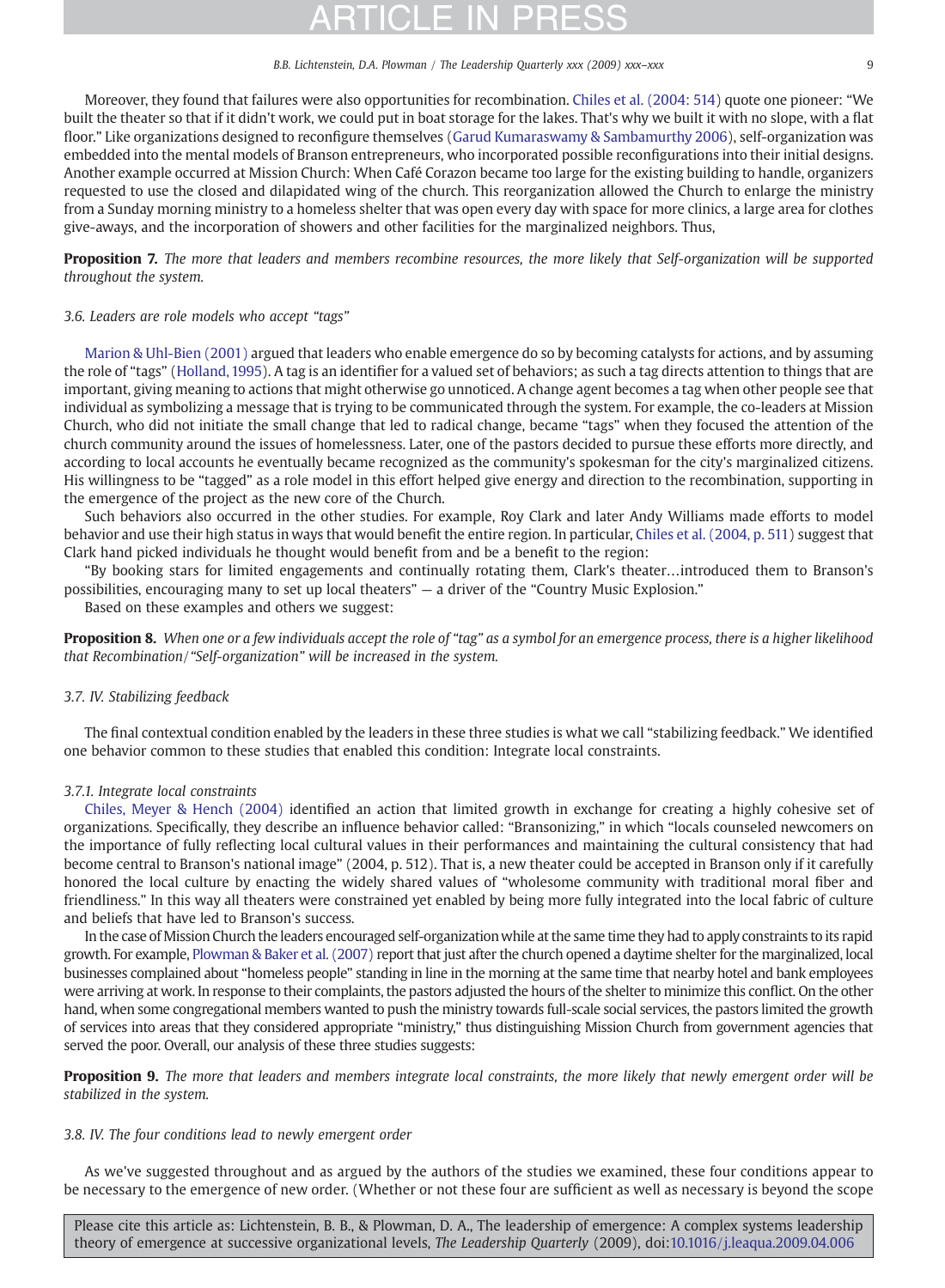Moreover, they found that failures were also opportunities for recombination. Chiles et al. (2004: 514) quote one pioneer: "We built the theater so that if it didn't work, we could put in boat storage for the lakes. That's why we built it with no slope, with a flat floor." Like organizations designed to reconfigure themselves (Garud Kumaraswamy & Sambamurthy 2006), self-organization was embedded into the mental models of Branson entrepreneurs, who incorporated possible reconfigurations into their initial designs. Another example occurred at Mission Church: When Café Corazon became too large for the existing building to handle, organizers requested to use the closed and dilapidated wing of the church. This reorganization allowed the Church to enlarge the ministry from a Sunday morning ministry to a homeless shelter that was open every day with space for more clinics, a large area for clothes give-aways, and the incorporation of showers and other facilities for the marginalized neighbors. Thus,

**Proposition 7.** *The more that leaders and members recombine resources, the more likely that Self-organization will be supported throughout the system.*

### 3.6. Leaders are role models who accept "tags"

Marion & Uhl-Bien (2001) argued that leaders who enable emergence do so by becoming catalysts for actions, and by assuming the role of "tags" (Holland, 1995). A tag is an identifier for a valued set of behaviors; as such a tag directs attention to things that are important, giving meaning to actions that might otherwise go unnoticed. A change agent becomes a tag when other people see that individual as symbolizing a message that is trying to be communicated through the system. For example, the co-leaders at Mission Church, who did not initiate the small change that led to radical change, became "tags" when they focused the attention of the church community around the issues of homelessness. Later, one of the pastors decided to pursue these efforts more directly, and according to local accounts he eventually became recognized as the community's spokesman for the city's marginalized citizens. His willingness to be "tagged" as a role model in this effort helped give energy and direction to the recombination, supporting in the emergence of the project as the new core of the Church.

Such behaviors also occurred in the other studies. For example, Roy Clark and later Andy Williams made efforts to model behavior and use their high status in ways that would benefit the entire region. In particular, Chiles et al. (2004, p. 511) suggest that Clark hand picked individuals he thought would benefit from and be a benefit to the region:

"By booking stars for limited engagements and continually rotating them, Clark's theater…introduced them to Branson's possibilities, encouraging many to set up local theaters" — a driver of the "Country Music Explosion."

Based on these examples and others we suggest:

**Proposition 8.** *When one or a few individuals accept the role of "tag" as a symbol for an emergence process, there is a higher likelihood that Recombination/"Self-organization" will be increased in the system.*

### 3.7. IV. Stabilizing feedback

The final contextual condition enabled by the leaders in these three studies is what we call "stabilizing feedback." We identified one behavior common to these studies that enabled this condition: Integrate local constraints.

#### 3.7.1. Integrate local constraints

Chiles, Meyer & Hench (2004) identified an action that limited growth in exchange for creating a highly cohesive set of organizations. Specifically, they describe an influence behavior called: "Bransonizing," in which "locals counseled newcomers on the importance of fully reflecting local cultural values in their performances and maintaining the cultural consistency that had become central to Branson's national image" (2004, p. 512). That is, a new theater could be accepted in Branson only if it carefully honored the local culture by enacting the widely shared values of "wholesome community with traditional moral fiber and friendliness." In this way all theaters were constrained yet enabled by being more fully integrated into the local fabric of culture and beliefs that have led to Branson's success.

In the case of Mission Church the leaders encouraged self-organization while at the same time they had to apply constraints to its rapid growth. For example, Plowman & Baker et al. (2007) report that just after the church opened a daytime shelter for the marginalized, local businesses complained about "homeless people" standing in line in the morning at the same time that nearby hotel and bank employees were arriving at work. In response to their complaints, the pastors adjusted the hours of the shelter to minimize this conflict. On the other hand, when some congregational members wanted to push the ministry towards full-scale social services, the pastors limited the growth of services into areas that they considered appropriate "ministry," thus distinguishing Mission Church from government agencies that served the poor. Overall, our analysis of these three studies suggests:

**Proposition 9.** *The more that leaders and members integrate local constraints, the more likely that newly emergent order will be stabilized in the system.*

### 3.8. IV. The four conditions lead to newly emergent order

As we've suggested throughout and as argued by the authors of the studies we examined, these four conditions appear to be necessary to the emergence of new order. (Whether or not these four are sufficient as well as necessary is beyond the scope

Please cite this article as: Lichtenstein, B. B., & Plowman, D. A., The leadership of emergence: A complex systems leadership theory of emergence at successive organizational levels, *The Leadership Quarterly* (2009), doi:10.1016/j.leaqua.2009.04.006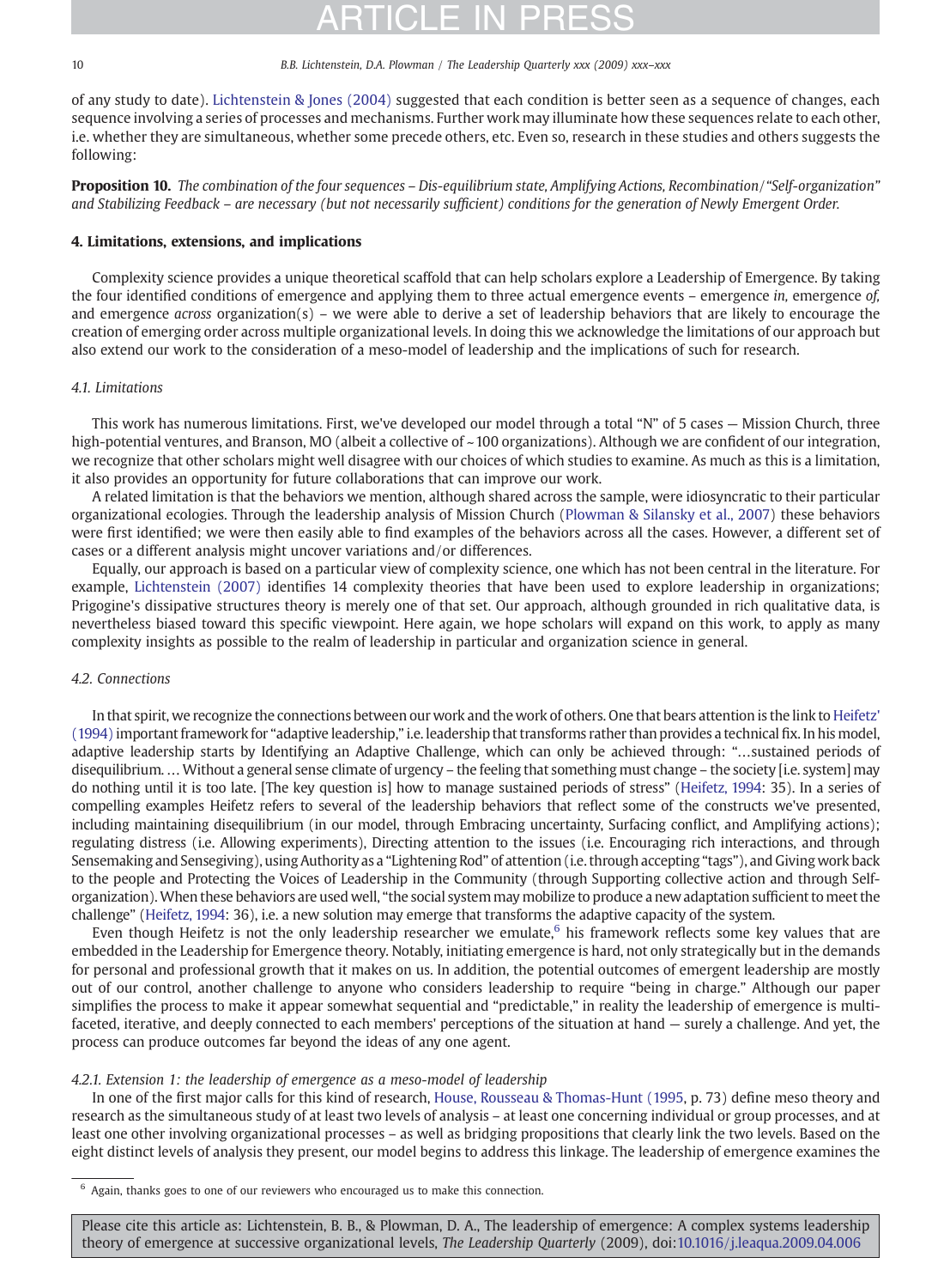of any study to date). Lichtenstein & Jones (2004) suggested that each condition is better seen as a sequence of changes, each sequence involving a series of processes and mechanisms. Further work may illuminate how these sequences relate to each other, i.e. whether they are simultaneous, whether some precede others, etc. Even so, research in these studies and others suggests the following:

**Proposition 10.** *The combination of the four sequences – Dis-equilibrium state, Amplifying Actions, Recombination/"Self-organization" and Stabilizing Feedback – are necessary (but not necessarily sufficient) conditions for the generation of Newly Emergent Order.*

## 4. Limitations, extensions, and implications

Complexity science provides a unique theoretical scaffold that can help scholars explore a Leadership of Emergence. By taking the four identified conditions of emergence and applying them to three actual emergence events – emergence *in,* emergence *of,* and emergence *across* organization(s) – we were able to derive a set of leadership behaviors that are likely to encourage the creation of emerging order across multiple organizational levels. In doing this we acknowledge the limitations of our approach but also extend our work to the consideration of a meso-model of leadership and the implications of such for research.

### *4.1. Limitations*

This work has numerous limitations. First, we've developed our model through a total "N" of 5 cases — Mission Church, three high-potential ventures, and Branson, MO (albeit a collective of ~100 organizations). Although we are confident of our integration, we recognize that other scholars might well disagree with our choices of which studies to examine. As much as this is a limitation, it also provides an opportunity for future collaborations that can improve our work.

A related limitation is that the behaviors we mention, although shared across the sample, were idiosyncratic to their particular organizational ecologies. Through the leadership analysis of Mission Church (Plowman & Silansky et al., 2007) these behaviors were first identified; we were then easily able to find examples of the behaviors across all the cases. However, a different set of cases or a different analysis might uncover variations and/or differences.

Equally, our approach is based on a particular view of complexity science, one which has not been central in the literature. For example, Lichtenstein (2007) identifies 14 complexity theories that have been used to explore leadership in organizations; Prigogine's dissipative structures theory is merely one of that set. Our approach, although grounded in rich qualitative data, is nevertheless biased toward this specific viewpoint. Here again, we hope scholars will expand on this work, to apply as many complexity insights as possible to the realm of leadership in particular and organization science in general.

### *4.2. Connections*

In that spirit, we recognize the connections between our work and the work of others. One that bears attention is the link to Heifetz' (1994) important framework for "adaptive leadership," i.e. leadership that transforms rather than provides a technical fix. In his model, adaptive leadership starts by Identifying an Adaptive Challenge, which can only be achieved through: "…sustained periods of disequilibrium. … Without a general sense climate of urgency – the feeling that something must change – the society [i.e. system] may do nothing until it is too late. [The key question is] how to manage sustained periods of stress" (Heifetz, 1994: 35). In a series of compelling examples Heifetz refers to several of the leadership behaviors that reflect some of the constructs we've presented, including maintaining disequilibrium (in our model, through Embracing uncertainty, Surfacing conflict, and Amplifying actions); regulating distress (i.e. Allowing experiments), Directing attention to the issues (i.e. Encouraging rich interactions, and through Sensemaking and Sensegiving), using Authority as a "Lightening Rod" of attention (i.e. through accepting "tags"), and Giving work back to the people and Protecting the Voices of Leadership in the Community (through Supporting collective action and through Self-organization). When these behaviors are used well, "the social system may mobilize to produce a new adaptation sufficient to meet the challenge" (Heifetz, 1994: 36), i.e. a new solution may emerge that transforms the adaptive capacity of the system.

Even though Heifetz is not the only leadership researcher we emulate,[6] his framework reflects some key values that are embedded in the Leadership for Emergence theory. Notably, initiating emergence is hard, not only strategically but in the demands for personal and professional growth that it makes on us. In addition, the potential outcomes of emergent leadership are mostly out of our control, another challenge to anyone who considers leadership to require "being in charge." Although our paper simplifies the process to make it appear somewhat sequential and "predictable," in reality the leadership of emergence is multi-faceted, iterative, and deeply connected to each members' perceptions of the situation at hand — surely a challenge. And yet, the process can produce outcomes far beyond the ideas of any one agent.

#### *4.2.1. Extension 1: the leadership of emergence as a meso-model of leadership*

In one of the first major calls for this kind of research, House, Rousseau & Thomas-Hunt (1995, p. 73) define meso theory and research as the simultaneous study of at least two levels of analysis – at least one concerning individual or group processes, and at least one other involving organizational processes – as well as bridging propositions that clearly link the two levels. Based on the eight distinct levels of analysis they present, our model begins to address this linkage. The leadership of emergence examines the

[6] Again, thanks goes to one of our reviewers who encouraged us to make this connection.

Please cite this article as: Lichtenstein, B. B., & Plowman, D. A., The leadership of emergence: A complex systems leadership theory of emergence at successive organizational levels, *The Leadership Quarterly* (2009), doi:10.1016/j.leaqua.2009.04.006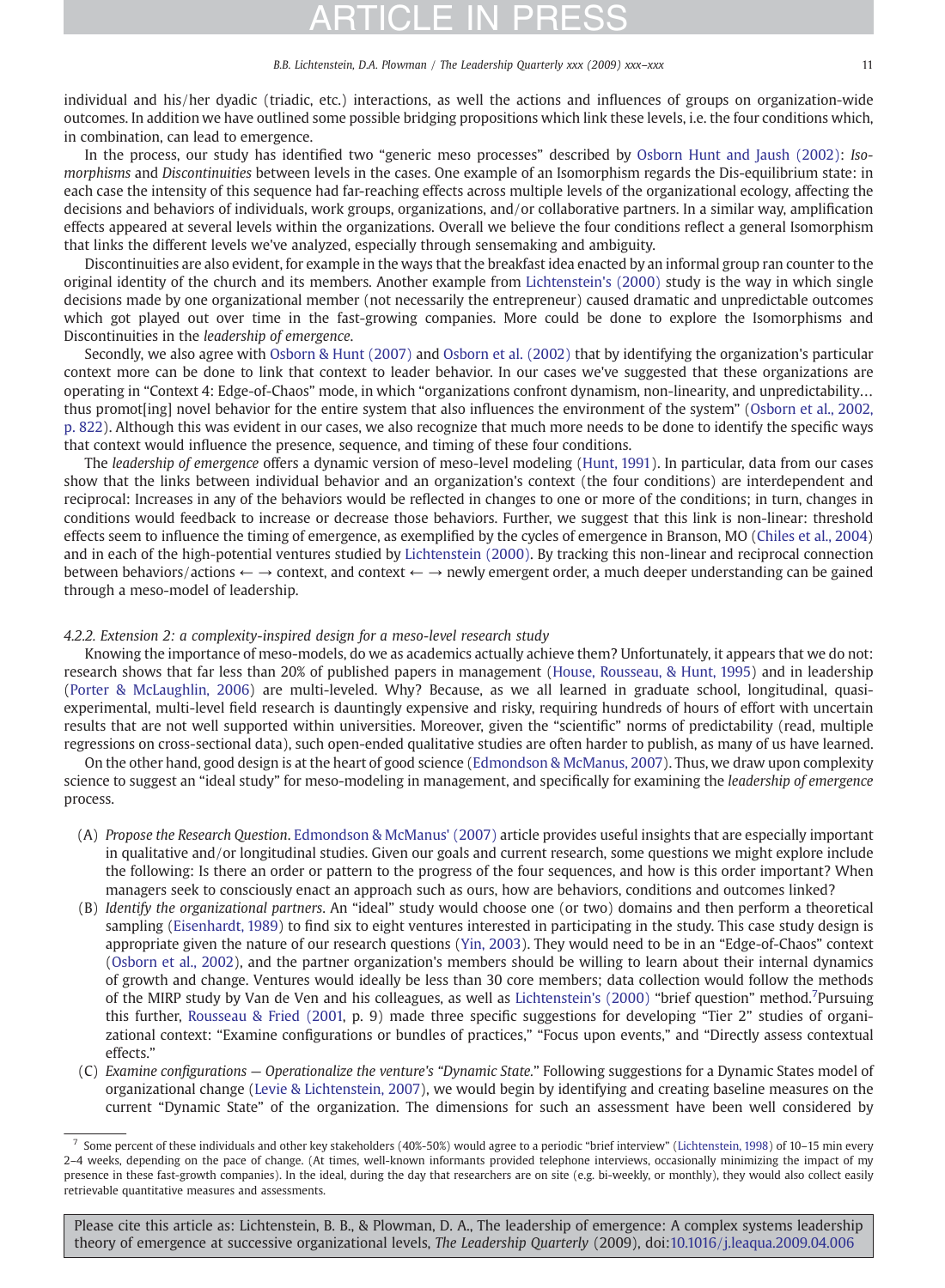individual and his/her dyadic (triadic, etc.) interactions, as well the actions and influences of groups on organization-wide outcomes. In addition we have outlined some possible bridging propositions which link these levels, i.e. the four conditions which, in combination, can lead to emergence.

In the process, our study has identified two "generic meso processes" described by Osborn Hunt and Jaush (2002): *Isomorphisms* and *Discontinuities* between levels in the cases. One example of an Isomorphism regards the Dis-equilibrium state: in each case the intensity of this sequence had far-reaching effects across multiple levels of the organizational ecology, affecting the decisions and behaviors of individuals, work groups, organizations, and/or collaborative partners. In a similar way, amplification effects appeared at several levels within the organizations. Overall we believe the four conditions reflect a general Isomorphism that links the different levels we've analyzed, especially through sensemaking and ambiguity.

Discontinuities are also evident, for example in the ways that the breakfast idea enacted by an informal group ran counter to the original identity of the church and its members. Another example from Lichtenstein's (2000) study is the way in which single decisions made by one organizational member (not necessarily the entrepreneur) caused dramatic and unpredictable outcomes which got played out over time in the fast-growing companies. More could be done to explore the Isomorphisms and Discontinuities in the *leadership of emergence*.

Secondly, we also agree with Osborn & Hunt (2007) and Osborn et al. (2002) that by identifying the organization's particular context more can be done to link that context to leader behavior. In our cases we've suggested that these organizations are operating in "Context 4: Edge-of-Chaos" mode, in which "organizations confront dynamism, non-linearity, and unpredictability… thus promot[ing] novel behavior for the entire system that also influences the environment of the system" (Osborn et al., 2002, p. 822). Although this was evident in our cases, we also recognize that much more needs to be done to identify the specific ways that context would influence the presence, sequence, and timing of these four conditions.

The *leadership of emergence* offers a dynamic version of meso-level modeling (Hunt, 1991). In particular, data from our cases show that the links between individual behavior and an organization's context (the four conditions) are interdependent and reciprocal: Increases in any of the behaviors would be reflected in changes to one or more of the conditions; in turn, changes in conditions would feedback to increase or decrease those behaviors. Further, we suggest that this link is non-linear: threshold effects seem to influence the timing of emergence, as exemplified by the cycles of emergence in Branson, MO (Chiles et al., 2004) and in each of the high-potential ventures studied by Lichtenstein (2000). By tracking this non-linear and reciprocal connection between behaviors/actions ← → context, and context ← → newly emergent order, a much deeper understanding can be gained through a meso-model of leadership.

#### *4.2.2. Extension 2: a complexity-inspired design for a meso-level research study*

Knowing the importance of meso-models, do we as academics actually achieve them? Unfortunately, it appears that we do not: research shows that far less than 20% of published papers in management (House, Rousseau, & Hunt, 1995) and in leadership (Porter & McLaughlin, 2006) are multi-leveled. Why? Because, as we all learned in graduate school, longitudinal, quasi-experimental, multi-level field research is dauntingly expensive and risky, requiring hundreds of hours of effort with uncertain results that are not well supported within universities. Moreover, given the "scientific" norms of predictability (read, multiple regressions on cross-sectional data), such open-ended qualitative studies are often harder to publish, as many of us have learned.

On the other hand, good design is at the heart of good science (Edmondson & McManus, 2007). Thus, we draw upon complexity science to suggest an "ideal study" for meso-modeling in management, and specifically for examining the *leadership of emergence* process.

(A) *Propose the Research Question*. Edmondson & McManus' (2007) article provides useful insights that are especially important in qualitative and/or longitudinal studies. Given our goals and current research, some questions we might explore include the following: Is there an order or pattern to the progress of the four sequences, and how is this order important? When managers seek to consciously enact an approach such as ours, how are behaviors, conditions and outcomes linked?

(B) *Identify the organizational partners*. An "ideal" study would choose one (or two) domains and then perform a theoretical sampling (Eisenhardt, 1989) to find six to eight ventures interested in participating in the study. This case study design is appropriate given the nature of our research questions (Yin, 2003). They would need to be in an "Edge-of-Chaos" context (Osborn et al., 2002), and the partner organization's members should be willing to learn about their internal dynamics of growth and change. Ventures would ideally be less than 30 core members; data collection would follow the methods of the MIRP study by Van de Ven and his colleagues, as well as Lichtenstein's (2000) "brief question" method.[7] Pursuing this further, Rousseau & Fried (2001, p. 9) made three specific suggestions for developing "Tier 2" studies of organizational context: "Examine configurations or bundles of practices," "Focus upon events," and "Directly assess contextual effects."

(C) *Examine configurations — Operationalize the venture's "Dynamic State."* Following suggestions for a Dynamic States model of organizational change (Levie & Lichtenstein, 2007), we would begin by identifying and creating baseline measures on the current "Dynamic State" of the organization. The dimensions for such an assessment have been well considered by

[7] Some percent of these individuals and other key stakeholders (40%-50%) would agree to a periodic "brief interview" (Lichtenstein, 1998) of 10–15 min every 2–4 weeks, depending on the pace of change. (At times, well-known informants provided telephone interviews, occasionally minimizing the impact of my presence in these fast-growth companies). In the ideal, during the day that researchers are on site (e.g. bi-weekly, or monthly), they would also collect easily retrievable quantitative measures and assessments.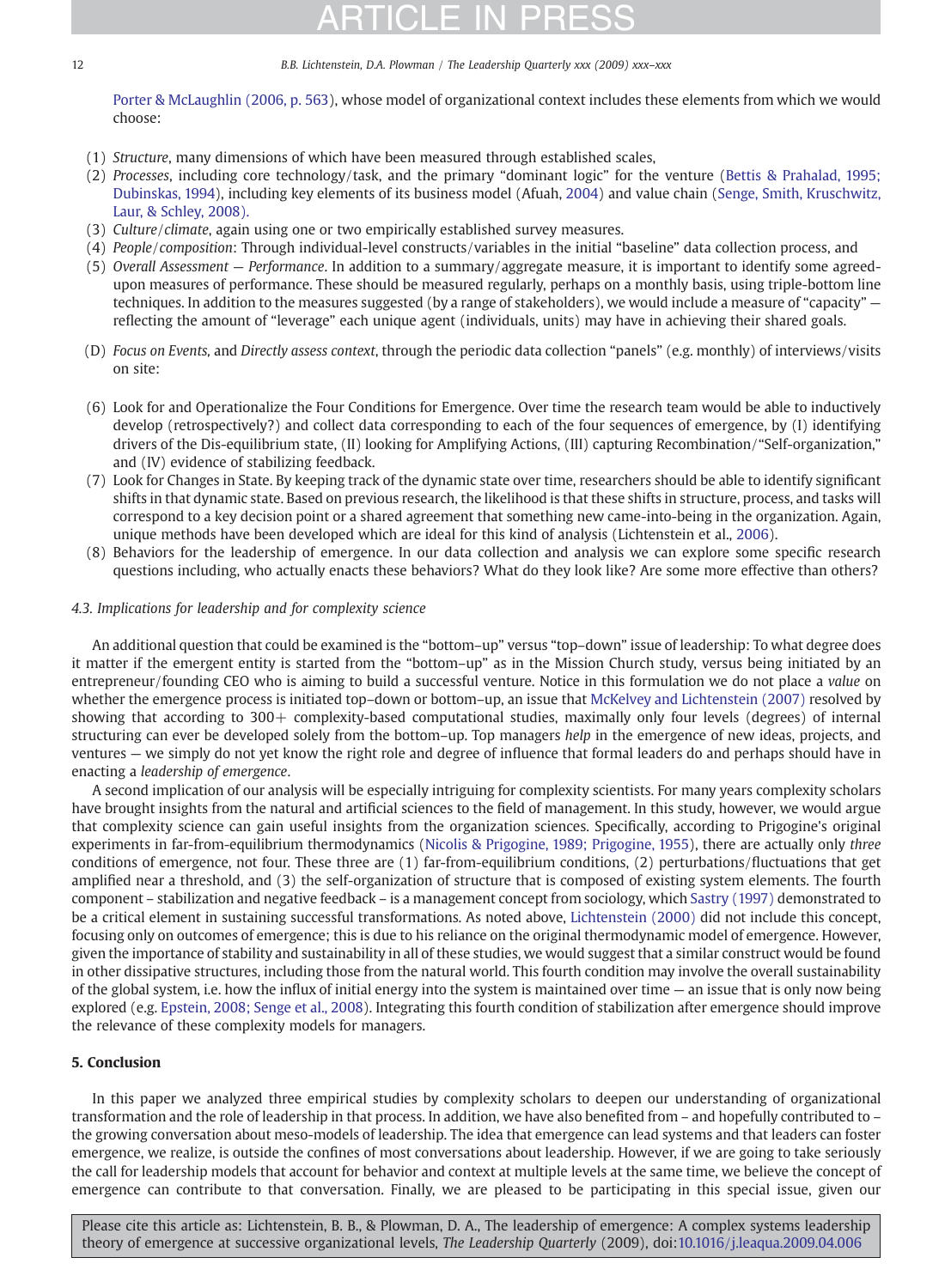Porter & McLaughlin (2006, p. 563), whose model of organizational context includes these elements from which we would choose:

(1) *Structure*, many dimensions of which have been measured through established scales,
(2) *Processes*, including core technology/task, and the primary "dominant logic" for the venture (Bettis & Prahalad, 1995; Dubinskas, 1994), including key elements of its business model (Afuah, 2004) and value chain (Senge, Smith, Kruschwitz, Laur, & Schley, 2008).
(3) *Culture/climate*, again using one or two empirically established survey measures.
(4) *People/composition*: Through individual-level constructs/variables in the initial "baseline" data collection process, and
(5) *Overall Assessment — Performance*. In addition to a summary/aggregate measure, it is important to identify some agreed-upon measures of performance. These should be measured regularly, perhaps on a monthly basis, using triple-bottom line techniques. In addition to the measures suggested (by a range of stakeholders), we would include a measure of "capacity" — reflecting the amount of "leverage" each unique agent (individuals, units) may have in achieving their shared goals.

(D) *Focus on Events,* and *Directly assess context*, through the periodic data collection "panels" (e.g. monthly) of interviews/visits on site:

(6) Look for and Operationalize the Four Conditions for Emergence. Over time the research team would be able to inductively develop (retrospectively?) and collect data corresponding to each of the four sequences of emergence, by (I) identifying drivers of the Dis-equilibrium state, (II) looking for Amplifying Actions, (III) capturing Recombination/"Self-organization," and (IV) evidence of stabilizing feedback.
(7) Look for Changes in State. By keeping track of the dynamic state over time, researchers should be able to identify significant shifts in that dynamic state. Based on previous research, the likelihood is that these shifts in structure, process, and tasks will correspond to a key decision point or a shared agreement that something new came-into-being in the organization. Again, unique methods have been developed which are ideal for this kind of analysis (Lichtenstein et al., 2006).
(8) Behaviors for the leadership of emergence. In our data collection and analysis we can explore some specific research questions including, who actually enacts these behaviors? What do they look like? Are some more effective than others?

### 4.3. Implications for leadership and for complexity science

An additional question that could be examined is the "bottom–up" versus "top–down" issue of leadership: To what degree does it matter if the emergent entity is started from the "bottom–up" as in the Mission Church study, versus being initiated by an entrepreneur/founding CEO who is aiming to build a successful venture. Notice in this formulation we do not place a *value* on whether the emergence process is initiated top–down or bottom–up, an issue that McKelvey and Lichtenstein (2007) resolved by showing that according to 300+ complexity-based computational studies, maximally only four levels (degrees) of internal structuring can ever be developed solely from the bottom–up. Top managers *help* in the emergence of new ideas, projects, and ventures — we simply do not yet know the right role and degree of influence that formal leaders do and perhaps should have in enacting a *leadership of emergence*.

A second implication of our analysis will be especially intriguing for complexity scientists. For many years complexity scholars have brought insights from the natural and artificial sciences to the field of management. In this study, however, we would argue that complexity science can gain useful insights from the organization sciences. Specifically, according to Prigogine's original experiments in far-from-equilibrium thermodynamics (Nicolis & Prigogine, 1989; Prigogine, 1955), there are actually only *three* conditions of emergence, not four. These three are (1) far-from-equilibrium conditions, (2) perturbations/fluctuations that get amplified near a threshold, and (3) the self-organization of structure that is composed of existing system elements. The fourth component – stabilization and negative feedback – is a management concept from sociology, which Sastry (1997) demonstrated to be a critical element in sustaining successful transformations. As noted above, Lichtenstein (2000) did not include this concept, focusing only on outcomes of emergence; this is due to his reliance on the original thermodynamic model of emergence. However, given the importance of stability and sustainability in all of these studies, we would suggest that a similar construct would be found in other dissipative structures, including those from the natural world. This fourth condition may involve the overall sustainability of the global system, i.e. how the influx of initial energy into the system is maintained over time — an issue that is only now being explored (e.g. Epstein, 2008; Senge et al., 2008). Integrating this fourth condition of stabilization after emergence should improve the relevance of these complexity models for managers.

## 5. Conclusion

In this paper we analyzed three empirical studies by complexity scholars to deepen our understanding of organizational transformation and the role of leadership in that process. In addition, we have also benefited from – and hopefully contributed to – the growing conversation about meso-models of leadership. The idea that emergence can lead systems and that leaders can foster emergence, we realize, is outside the confines of most conversations about leadership. However, if we are going to take seriously the call for leadership models that account for behavior and context at multiple levels at the same time, we believe the concept of emergence can contribute to that conversation. Finally, we are pleased to be participating in this special issue, given our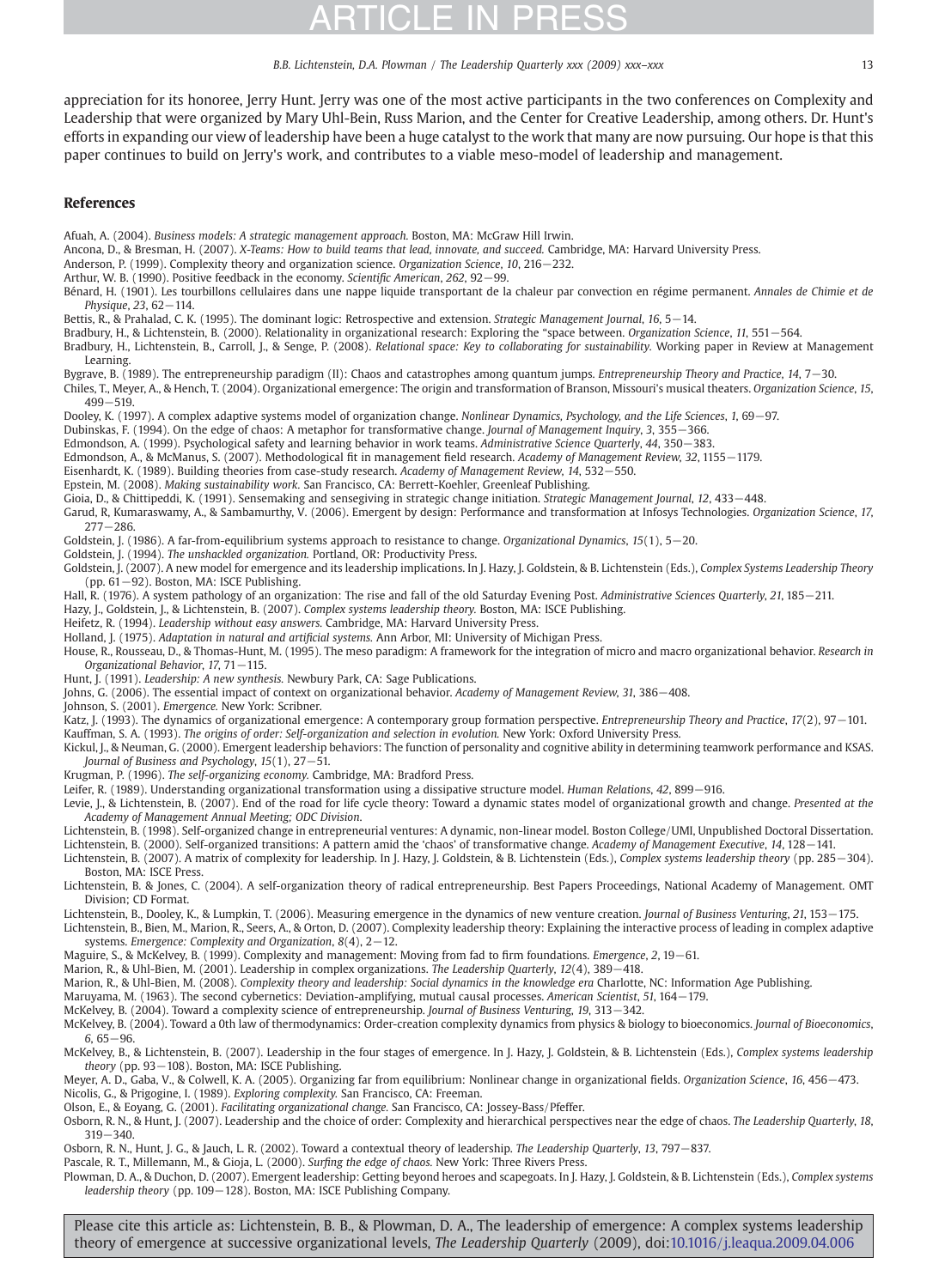appreciation for its honoree, Jerry Hunt. Jerry was one of the most active participants in the two conferences on Complexity and Leadership that were organized by Mary Uhl-Bein, Russ Marion, and the Center for Creative Leadership, among others. Dr. Hunt's efforts in expanding our view of leadership have been a huge catalyst to the work that many are now pursuing. Our hope is that this paper continues to build on Jerry's work, and contributes to a viable meso-model of leadership and management.

## References

Afuah, A. (2004). *Business models: A strategic management approach.* Boston, MA: McGraw Hill Irwin.

Ancona, D., & Bresman, H. (2007). *X-Teams: How to build teams that lead, innovate, and succeed.* Cambridge, MA: Harvard University Press.

Anderson, P. (1999). Complexity theory and organization science. *Organization Science*, *10*, 216−232.

Arthur, W. B. (1990). Positive feedback in the economy. *Scientific American*, *262*, 92−99.

Bénard, H. (1901). Les tourbillons cellulaires dans une nappe liquide transportant de la chaleur par convection en régime permanent. *Annales de Chimie et de Physique*, *23*, 62−114.

Bettis, R., & Prahalad, C. K. (1995). The dominant logic: Retrospective and extension. *Strategic Management Journal*, *16*, 5−14.

Bradbury, H., & Lichtenstein, B. (2000). Relationality in organizational research: Exploring the "space between. *Organization Science*, *11*, 551−564.

Bradbury, H., Lichtenstein, B., Carroll, J., & Senge, P. (2008). *Relational space: Key to collaborating for sustainability.* Working paper in Review at Management Learning.

Bygrave, B. (1989). The entrepreneurship paradigm (II): Chaos and catastrophes among quantum jumps. *Entrepreneurship Theory and Practice*, *14*, 7−30.

Chiles, T., Meyer, A., & Hench, T. (2004). Organizational emergence: The origin and transformation of Branson, Missouri's musical theaters. *Organization Science*, *15*, 499−519.

Dooley, K. (1997). A complex adaptive systems model of organization change. *Nonlinear Dynamics, Psychology, and the Life Sciences*, *1*, 69−97.

Dubinskas, F. (1994). On the edge of chaos: A metaphor for transformative change. *Journal of Management Inquiry*, *3*, 355−366.

Edmondson, A. (1999). Psychological safety and learning behavior in work teams. *Administrative Science Quarterly*, *44*, 350−383.

Edmondson, A., & McManus, S. (2007). Methodological fit in management field research. *Academy of Management Review*, *32*, 1155−1179.

Eisenhardt, K. (1989). Building theories from case-study research. *Academy of Management Review*, *14*, 532−550.

Epstein, M. (2008). *Making sustainability work.* San Francisco, CA: Berrett-Koehler, Greenleaf Publishing.

Gioia, D., & Chittipeddi, K. (1991). Sensemaking and sensegiving in strategic change initiation. *Strategic Management Journal*, *12*, 433−448.

Garud, R, Kumaraswamy, A., & Sambamurthy, V. (2006). Emergent by design: Performance and transformation at Infosys Technologies. *Organization Science*, *17*, 277−286.

Goldstein, J. (1986). A far-from-equilibrium systems approach to resistance to change. *Organizational Dynamics*, *15*(1), 5−20.

Goldstein, J. (1994). *The unshackled organization.* Portland, OR: Productivity Press.

Goldstein, J. (2007). A new model for emergence and its leadership implications. In J. Hazy, J. Goldstein, & B. Lichtenstein (Eds.), *Complex Systems Leadership Theory* (pp. 61−92). Boston, MA: ISCE Publishing.

Hall, R. (1976). A system pathology of an organization: The rise and fall of the old Saturday Evening Post. *Administrative Sciences Quarterly*, *21*, 185−211.

Hazy, J., Goldstein, J., & Lichtenstein, B. (2007). *Complex systems leadership theory.* Boston, MA: ISCE Publishing.

Heifetz, R. (1994). *Leadership without easy answers.* Cambridge, MA: Harvard University Press.

Holland, J. (1975). *Adaptation in natural and artificial systems.* Ann Arbor, MI: University of Michigan Press.

House, R., Rousseau, D., & Thomas-Hunt, M. (1995). The meso paradigm: A framework for the integration of micro and macro organizational behavior. *Research in Organizational Behavior*, *17*, 71−115.

Hunt, J. (1991). *Leadership: A new synthesis.* Newbury Park, CA: Sage Publications.

Johns, G. (2006). The essential impact of context on organizational behavior. *Academy of Management Review*, *31*, 386−408.

Johnson, S. (2001). *Emergence.* New York: Scribner.

Katz, J. (1993). The dynamics of organizational emergence: A contemporary group formation perspective. *Entrepreneurship Theory and Practice*, *17*(2), 97−101.

Kauffman, S. A. (1993). *The origins of order: Self-organization and selection in evolution.* New York: Oxford University Press.

Kickul, J., & Neuman, G. (2000). Emergent leadership behaviors: The function of personality and cognitive ability in determining teamwork performance and KSAS. *Journal of Business and Psychology*, *15*(1), 27−51.

Krugman, P. (1996). *The self-organizing economy.* Cambridge, MA: Bradford Press.

Leifer, R. (1989). Understanding organizational transformation using a dissipative structure model. *Human Relations*, *42*, 899−916.

Levie, J., & Lichtenstein, B. (2007). End of the road for life cycle theory: Toward a dynamic states model of organizational growth and change. *Presented at the Academy of Management Annual Meeting; ODC Division.*

Lichtenstein, B. (1998). Self-organized change in entrepreneurial ventures: A dynamic, non-linear model. Boston College/UMI, Unpublished Doctoral Dissertation.

Lichtenstein, B. (2000). Self-organized transitions: A pattern amid the 'chaos' of transformative change. *Academy of Management Executive*, *14*, 128−141.

Lichtenstein, B. (2007). A matrix of complexity for leadership. In J. Hazy, J. Goldstein, & B. Lichtenstein (Eds.), *Complex systems leadership theory* (pp. 285−304). Boston, MA: ISCE Press.

Lichtenstein, B. & Jones, C. (2004). A self-organization theory of radical entrepreneurship. Best Papers Proceedings, National Academy of Management. OMT Division; CD Format.

Lichtenstein, B., Dooley, K., & Lumpkin, T. (2006). Measuring emergence in the dynamics of new venture creation. *Journal of Business Venturing*, *21*, 153−175.

Lichtenstein, B., Bien, M., Marion, R., Seers, A., & Orton, D. (2007). Complexity leadership theory: Explaining the interactive process of leading in complex adaptive systems. *Emergence: Complexity and Organization*, *8*(4), 2−12.

Maguire, S., & McKelvey, B. (1999). Complexity and management: Moving from fad to firm foundations. *Emergence*, *2*, 19−61.

Marion, R., & Uhl-Bien, M. (2001). Leadership in complex organizations. *The Leadership Quarterly*, *12*(4), 389−418.

Marion, R., & Uhl-Bien, M. (2008). *Complexity theory and leadership: Social dynamics in the knowledge era* Charlotte, NC: Information Age Publishing.

Maruyama, M. (1963). The second cybernetics: Deviation-amplifying, mutual causal processes. *American Scientist*, *51*, 164−179.

McKelvey, B. (2004). Toward a complexity science of entrepreneurship. *Journal of Business Venturing*, *19*, 313−342.

McKelvey, B. (2004). Toward a 0th law of thermodynamics: Order-creation complexity dynamics from physics & biology to bioeconomics. *Journal of Bioeconomics*, *6*, 65−96.

McKelvey, B., & Lichtenstein, B. (2007). Leadership in the four stages of emergence. In J. Hazy, J. Goldstein, & B. Lichtenstein (Eds.), *Complex systems leadership theory* (pp. 93−108). Boston, MA: ISCE Publishing.

Meyer, A. D., Gaba, V., & Colwell, K. A. (2005). Organizing far from equilibrium: Nonlinear change in organizational fields. *Organization Science*, *16*, 456−473.

Nicolis, G., & Prigogine, I. (1989). *Exploring complexity.* San Francisco, CA: Freeman.

Olson, E., & Eoyang, G. (2001). *Facilitating organizational change.* San Francisco, CA: Jossey-Bass/Pfeffer.

Osborn, R. N., & Hunt, J. (2007). Leadership and the choice of order: Complexity and hierarchical perspectives near the edge of chaos. *The Leadership Quarterly*, *18*, 319−340.

Osborn, R. N., Hunt, J. G., & Jauch, L. R. (2002). Toward a contextual theory of leadership. *The Leadership Quarterly*, *13*, 797−837.

Pascale, R. T., Millemann, M., & Gioja, L. (2000). *Surfing the edge of chaos.* New York: Three Rivers Press.

Plowman, D. A., & Duchon, D. (2007). Emergent leadership: Getting beyond heroes and scapegoats. In J. Hazy, J. Goldstein, & B. Lichtenstein (Eds.), *Complex systems leadership theory* (pp. 109−128). Boston, MA: ISCE Publishing Company.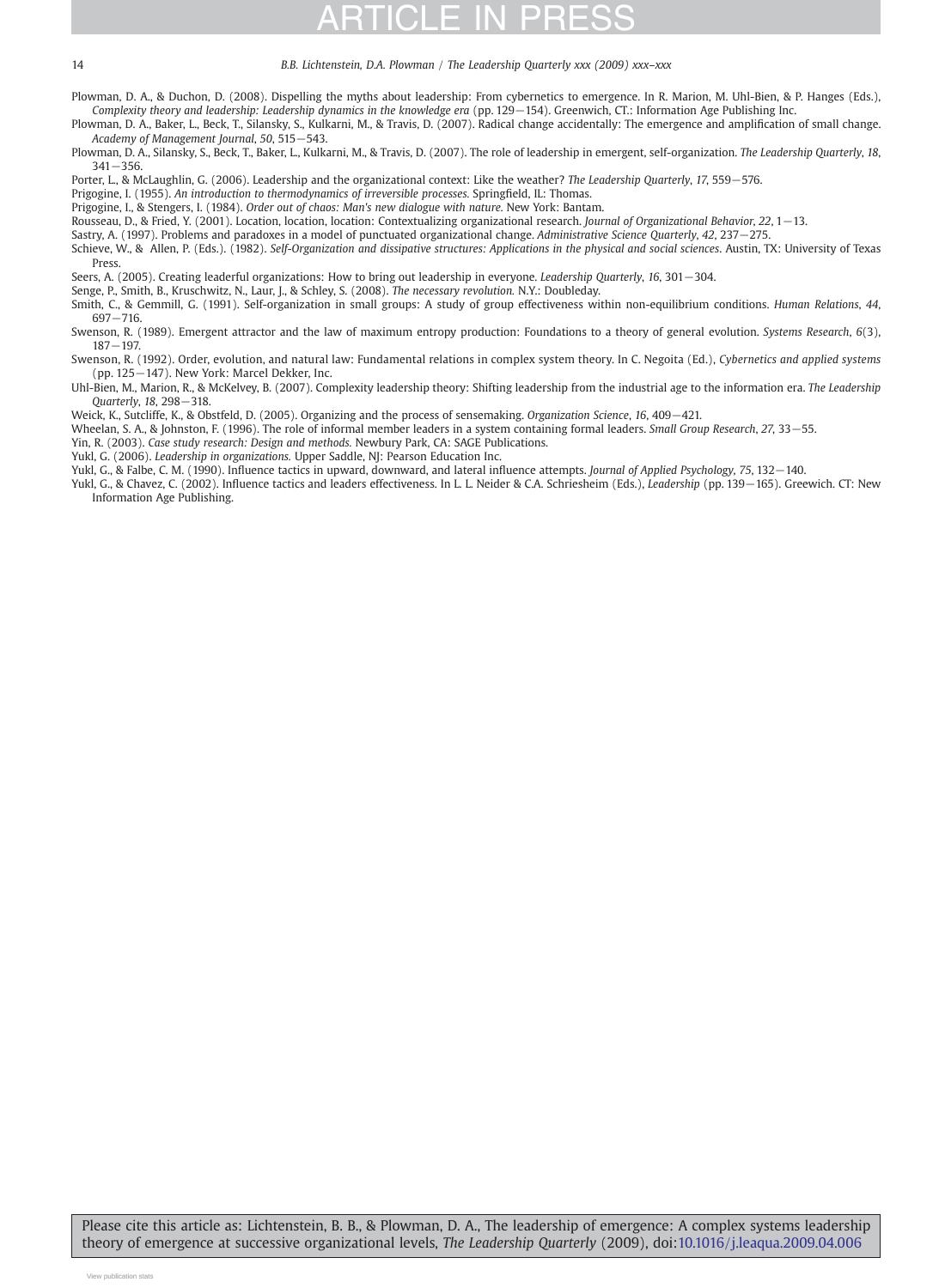Plowman, D. A., & Duchon, D. (2008). Dispelling the myths about leadership: From cybernetics to emergence. In R. Marion, M. Uhl-Bien, & P. Hanges (Eds.), *Complexity theory and leadership: Leadership dynamics in the knowledge era* (pp. 129−154). Greenwich, CT.: Information Age Publishing Inc.

Plowman, D. A., Baker, L., Beck, T., Silansky, S., Kulkarni, M., & Travis, D. (2007). Radical change accidentally: The emergence and amplification of small change. *Academy of Management Journal*, *50*, 515−543.

Plowman, D. A., Silansky, S., Beck, T., Baker, L., Kulkarni, M., & Travis, D. (2007). The role of leadership in emergent, self-organization. *The Leadership Quarterly*, *18*, 341−356.

Porter, L., & McLaughlin, G. (2006). Leadership and the organizational context: Like the weather? *The Leadership Quarterly*, *17*, 559−576.

Prigogine, I. (1955). *An introduction to thermodynamics of irreversible processes.* Springfield, IL: Thomas.

Prigogine, I., & Stengers, I. (1984). *Order out of chaos: Man's new dialogue with nature.* New York: Bantam.

Rousseau, D., & Fried, Y. (2001). Location, location, location: Contextualizing organizational research. *Journal of Organizational Behavior*, *22*, 1−13.

Sastry, A. (1997). Problems and paradoxes in a model of punctuated organizational change. *Administrative Science Quarterly*, *42*, 237−275.

Schieve, W., & Allen, P. (Eds.). (1982). *Self-Organization and dissipative structures: Applications in the physical and social sciences*. Austin, TX: University of Texas Press.

Seers, A. (2005). Creating leaderful organizations: How to bring out leadership in everyone. *Leadership Quarterly*, *16*, 301−304.

Senge, P., Smith, B., Kruschwitz, N., Laur, J., & Schley, S. (2008). *The necessary revolution.* N.Y.: Doubleday.

Smith, C., & Gemmill, G. (1991). Self-organization in small groups: A study of group effectiveness within non-equilibrium conditions. *Human Relations*, *44*, 697−716.

Swenson, R. (1989). Emergent attractor and the law of maximum entropy production: Foundations to a theory of general evolution. *Systems Research*, *6*(3), 187−197.

Swenson, R. (1992). Order, evolution, and natural law: Fundamental relations in complex system theory. In C. Negoita (Ed.), *Cybernetics and applied systems* (pp. 125−147). New York: Marcel Dekker, Inc.

Uhl-Bien, M., Marion, R., & McKelvey, B. (2007). Complexity leadership theory: Shifting leadership from the industrial age to the information era. *The Leadership Quarterly*, *18*, 298−318.

Weick, K., Sutcliffe, K., & Obstfeld, D. (2005). Organizing and the process of sensemaking. *Organization Science*, *16*, 409−421.

Wheelan, S. A., & Johnston, F. (1996). The role of informal member leaders in a system containing formal leaders. *Small Group Research*, *27*, 33−55.

Yin, R. (2003). *Case study research: Design and methods.* Newbury Park, CA: SAGE Publications.

Yukl, G. (2006). *Leadership in organizations.* Upper Saddle, NJ: Pearson Education Inc.

Yukl, G., & Falbe, C. M. (1990). Influence tactics in upward, downward, and lateral influence attempts. *Journal of Applied Psychology*, *75*, 132−140.

Yukl, G., & Chavez, C. (2002). Influence tactics and leaders effectiveness. In L. L. Neider & C.A. Schriesheim (Eds.), *Leadership* (pp. 139−165). Greewich. CT: New Information Age Publishing.

Please cite this article as: Lichtenstein, B. B., & Plowman, D. A., The leadership of emergence: A complex systems leadership theory of emergence at successive organizational levels, *The Leadership Quarterly* (2009), doi:10.1016/j.leaqua.2009.04.006